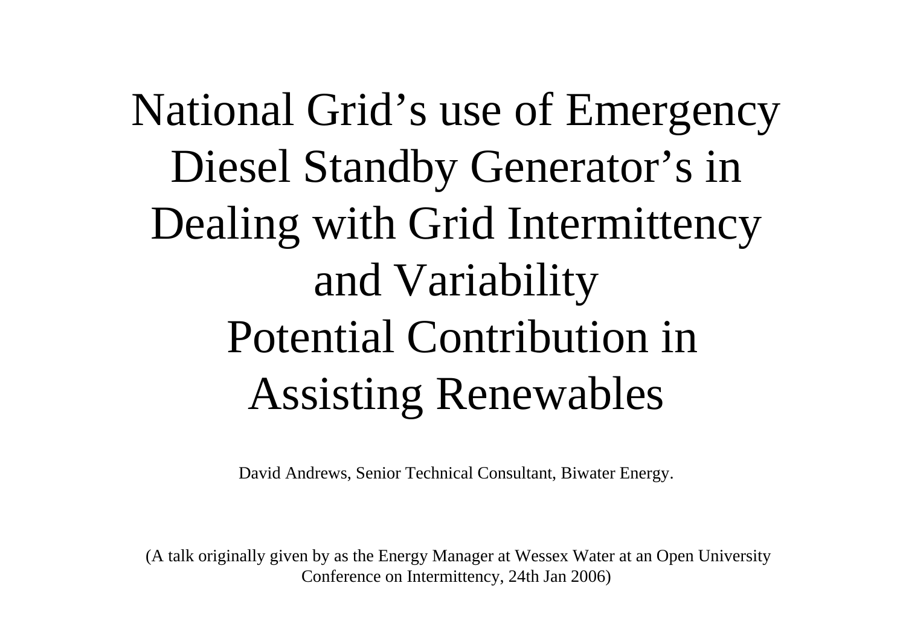# National Grid's use of Emergency Diesel Standby Generator's in Dealing with Grid Intermittency and Variability Potential Contribution in Assisting Renewables

David Andrews, Senior Technical Consultant, Biwater Energy.

(A talk originally given by as the Energy Manager at Wessex Water at an Open University Conference on Intermittency, 24th Jan 2006)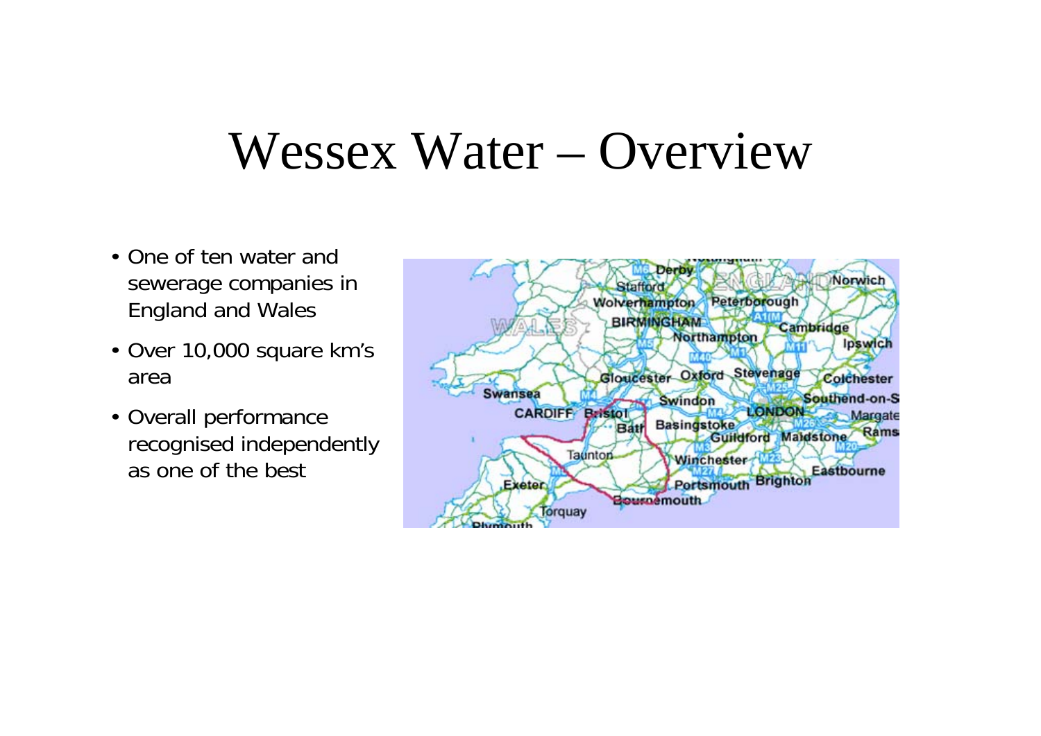# Wessex Water – Overview

- One of ten water and sewerage companies in England and Wales
- Over 10,000 square km's area
- Overall performance recognised independently as one of the best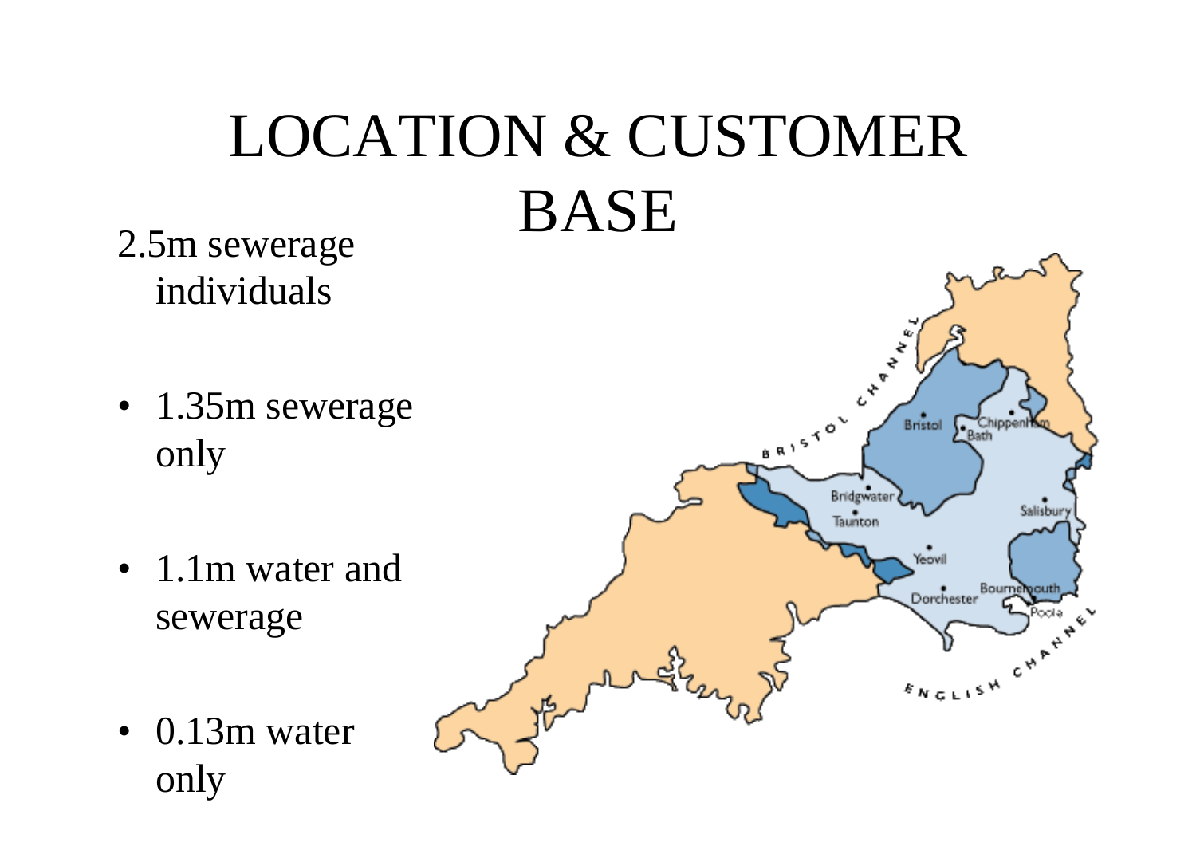# LOCATION & CUSTOMER BASE

2.5m sewerage individuals

- 1.35m sewerage only
- 1.1m water and sewerage
- 0.13m water only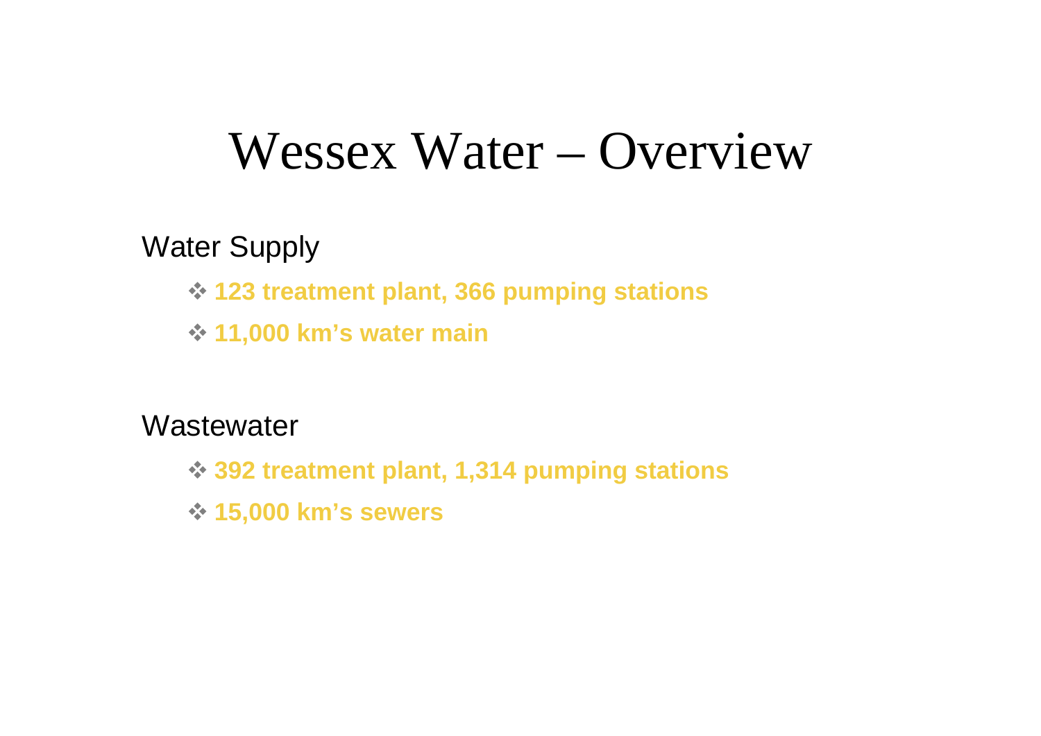# Wessex Water – Overview

Water Supply

- **123 treatment plant, 366 pumping stations**
- **11,000 km's water main**

Wastewater

- **392 treatment plant, 1,314 pumping stations**
- **15,000 km's sewers**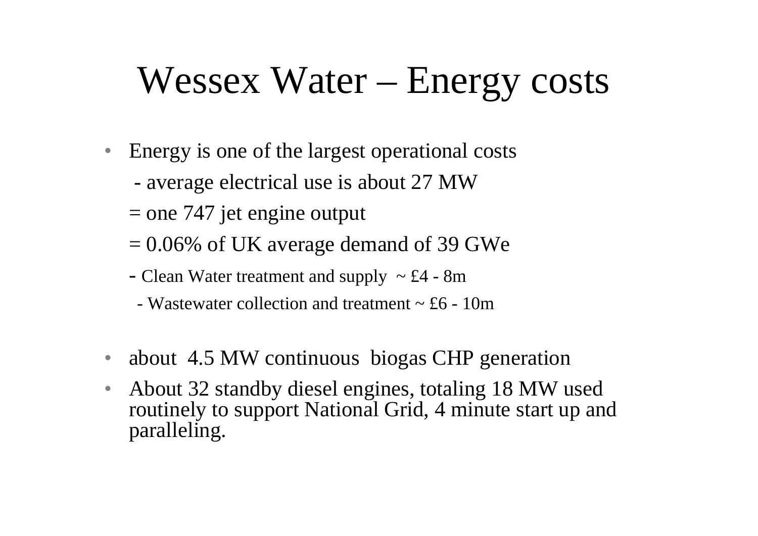# Wessex Water – Energy costs

- Energy is one of the largest operational costs
  - average electrical use is about 27 MW
  - = one 747 jet engine output
  - = 0.06% of UK average demand of 39 GWe
  - Clean Water treatment and supply ~ £4 - 8m
  - Wastewater collection and treatment ~ £6 - 10m
- about 4.5 MW continuous biogas CHP generation
- About 32 standby diesel engines, totaling 18 MW used routinely to support National Grid, 4 minute start up and paralleling.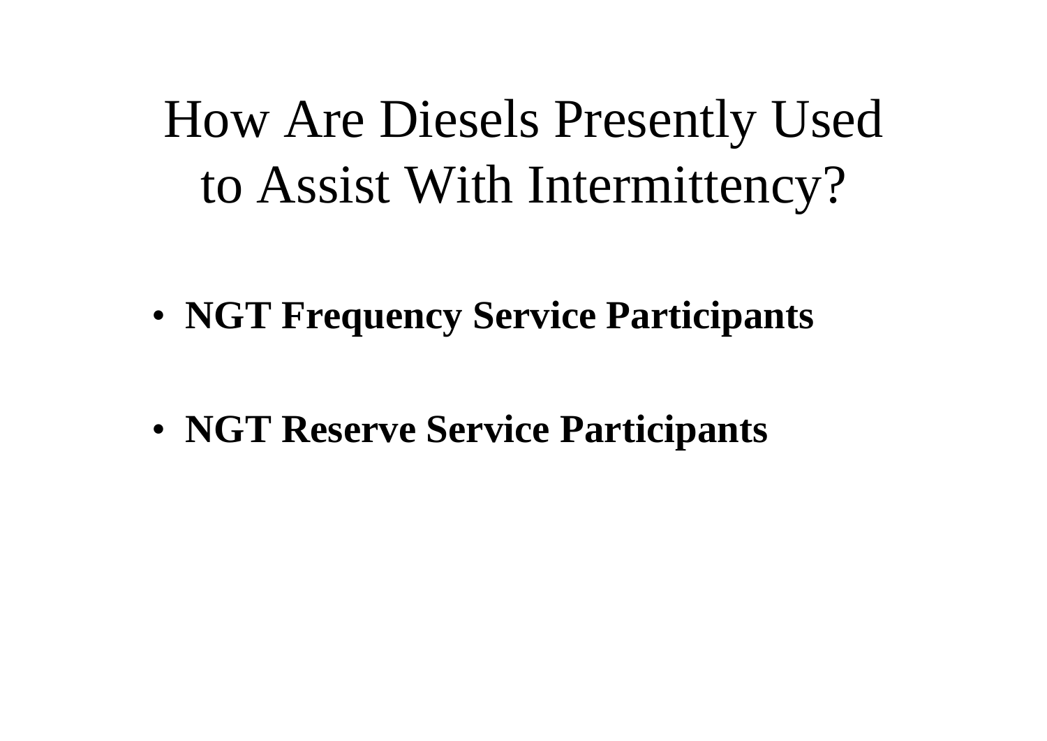# How Are Diesels Presently Used to Assist With Intermittency?

- **NGT Frequency Service Participants**

- **NGT Reserve Service Participants**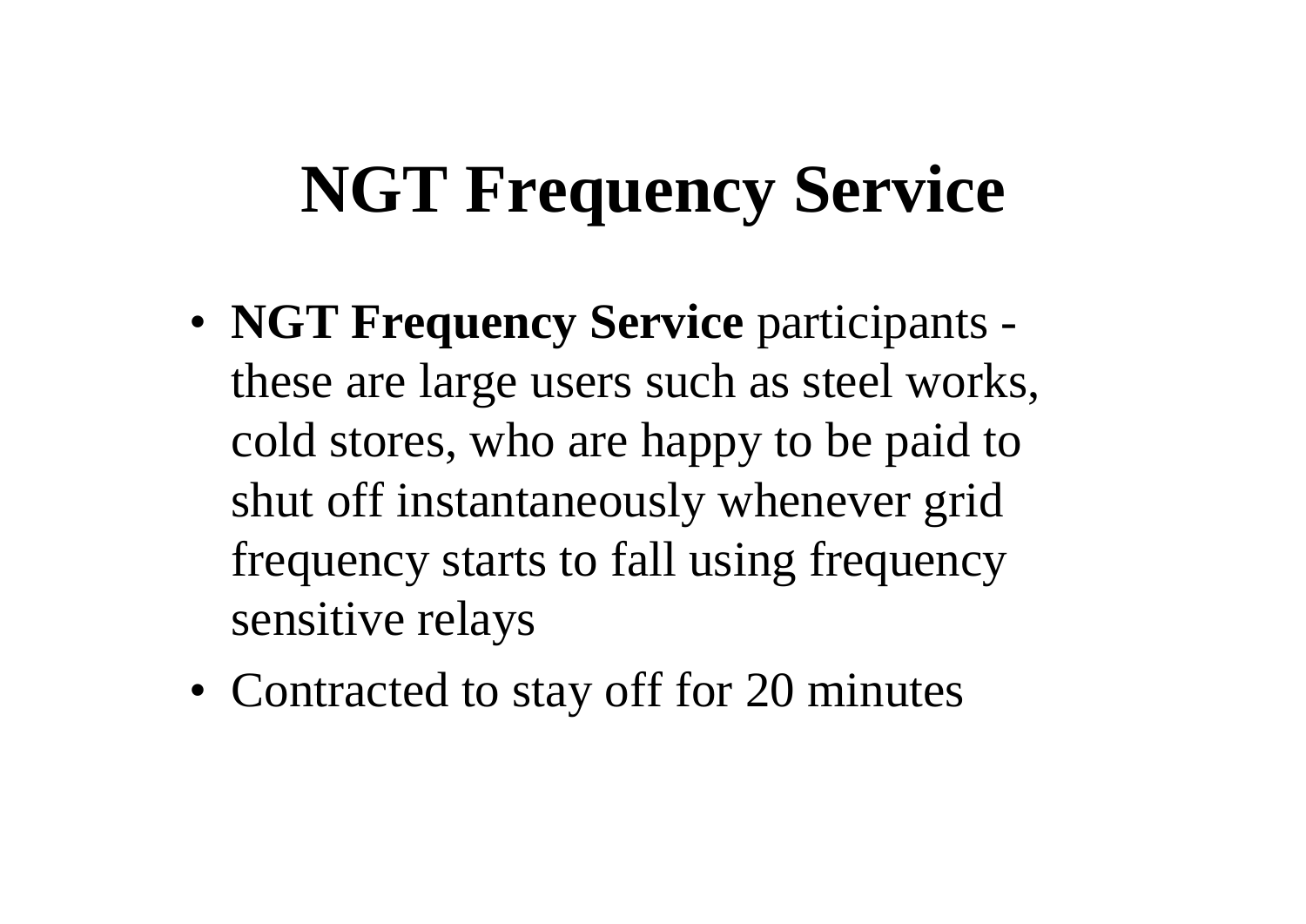# NGT Frequency Service

- **NGT Frequency Service** participants - these are large users such as steel works, cold stores, who are happy to be paid to shut off instantaneously whenever grid frequency starts to fall using frequency sensitive relays
- Contracted to stay off for 20 minutes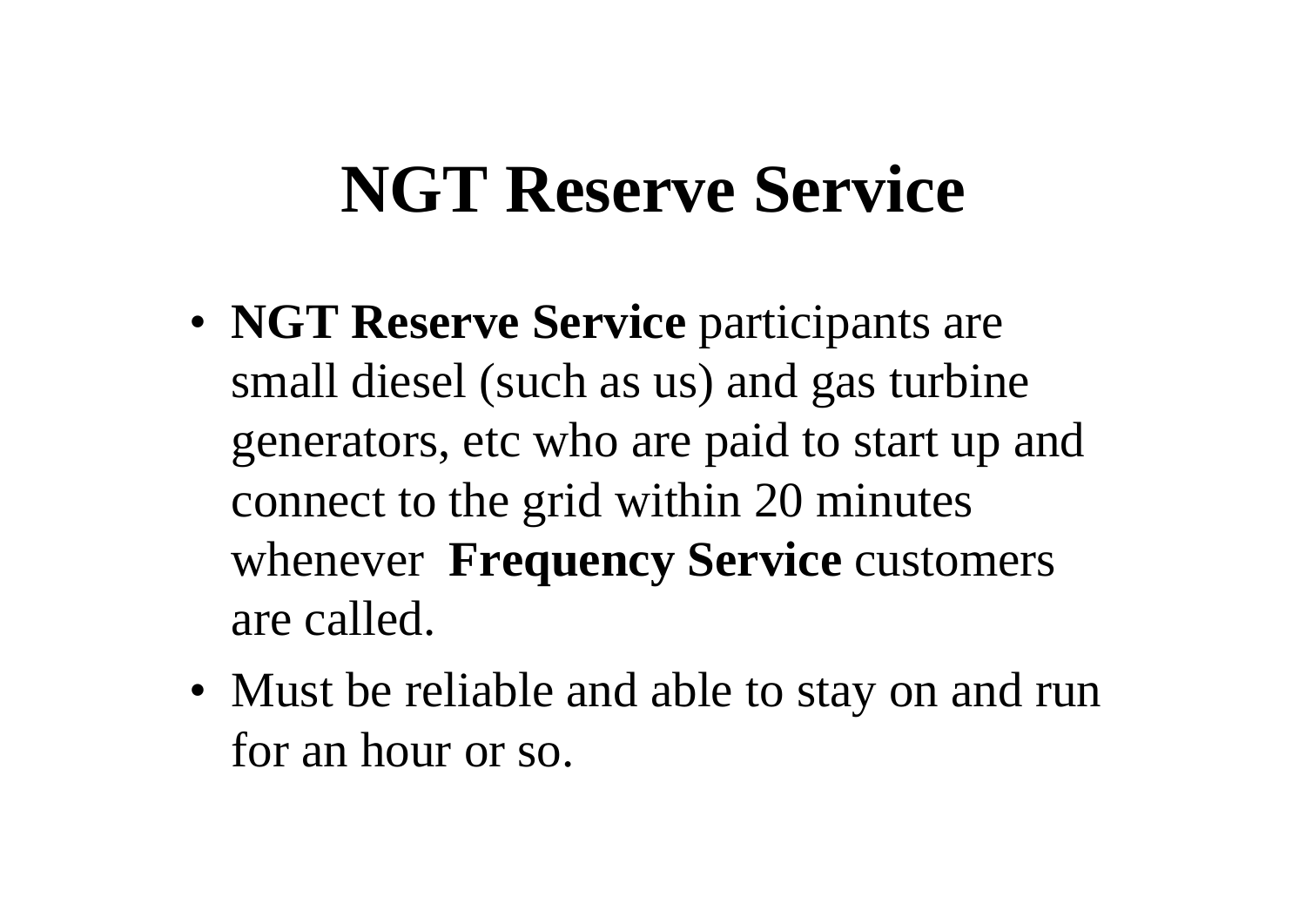# NGT Reserve Service

- **NGT Reserve Service** participants are small diesel (such as us) and gas turbine generators, etc who are paid to start up and connect to the grid within 20 minutes whenever **Frequency Service** customers are called.
- Must be reliable and able to stay on and run for an hour or so.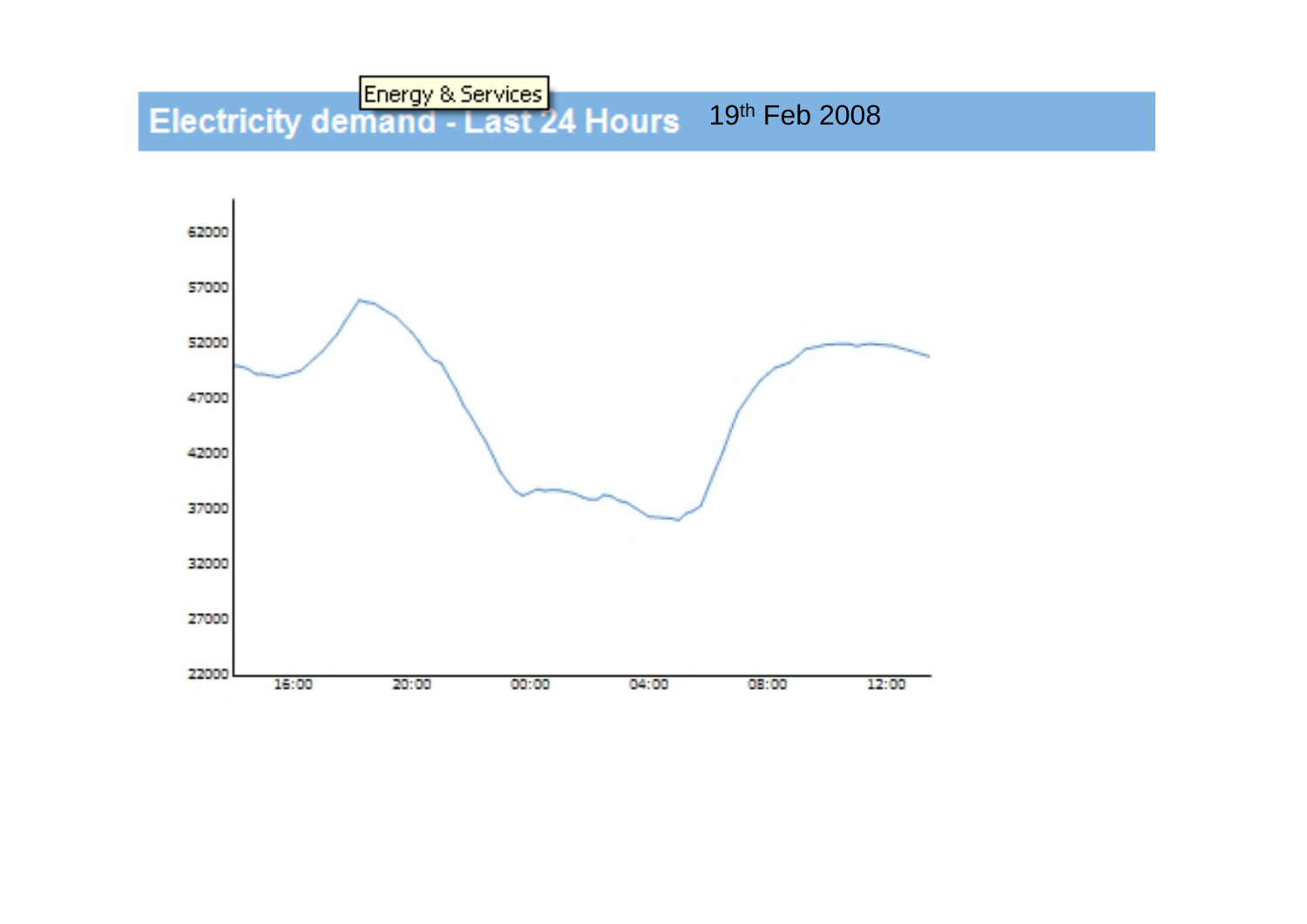# Electricity demand - Last 24 Hours

Energy & Services

19th Feb 2008

62000
57000
52000
47000
42000
37000
32000
27000
22000

16:00 20:00 00:00 04:00 08:00 12:00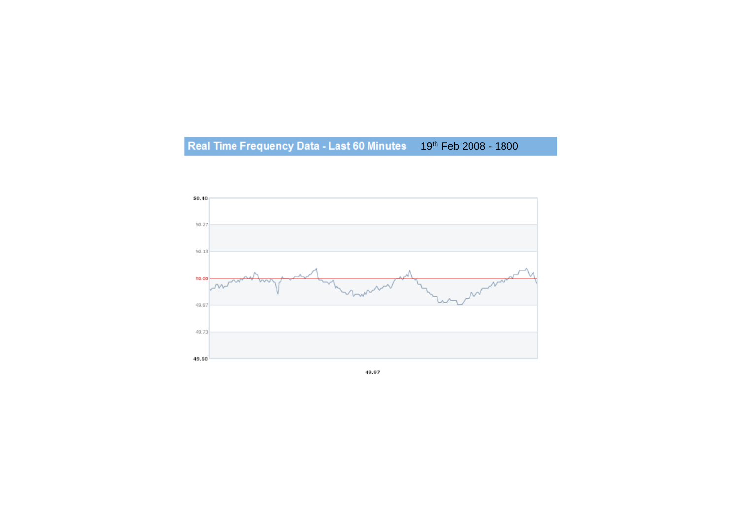# Real Time Frequency Data - Last 60 Minutes 19th Feb 2008 - 1800

50.40

50.27

50.13

50.00

49.87

49.73

49.60

49.97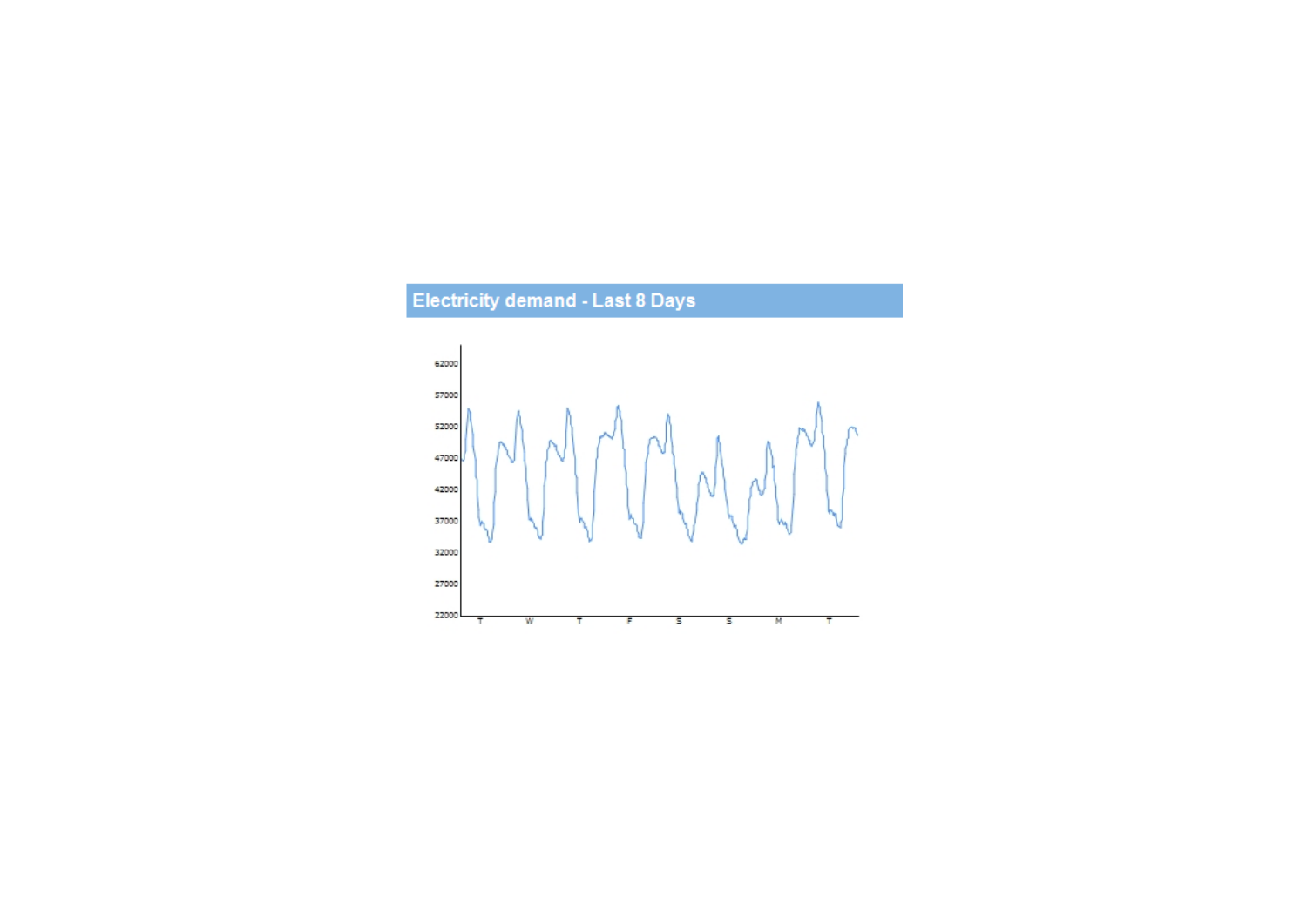## Electricity demand - Last 8 Days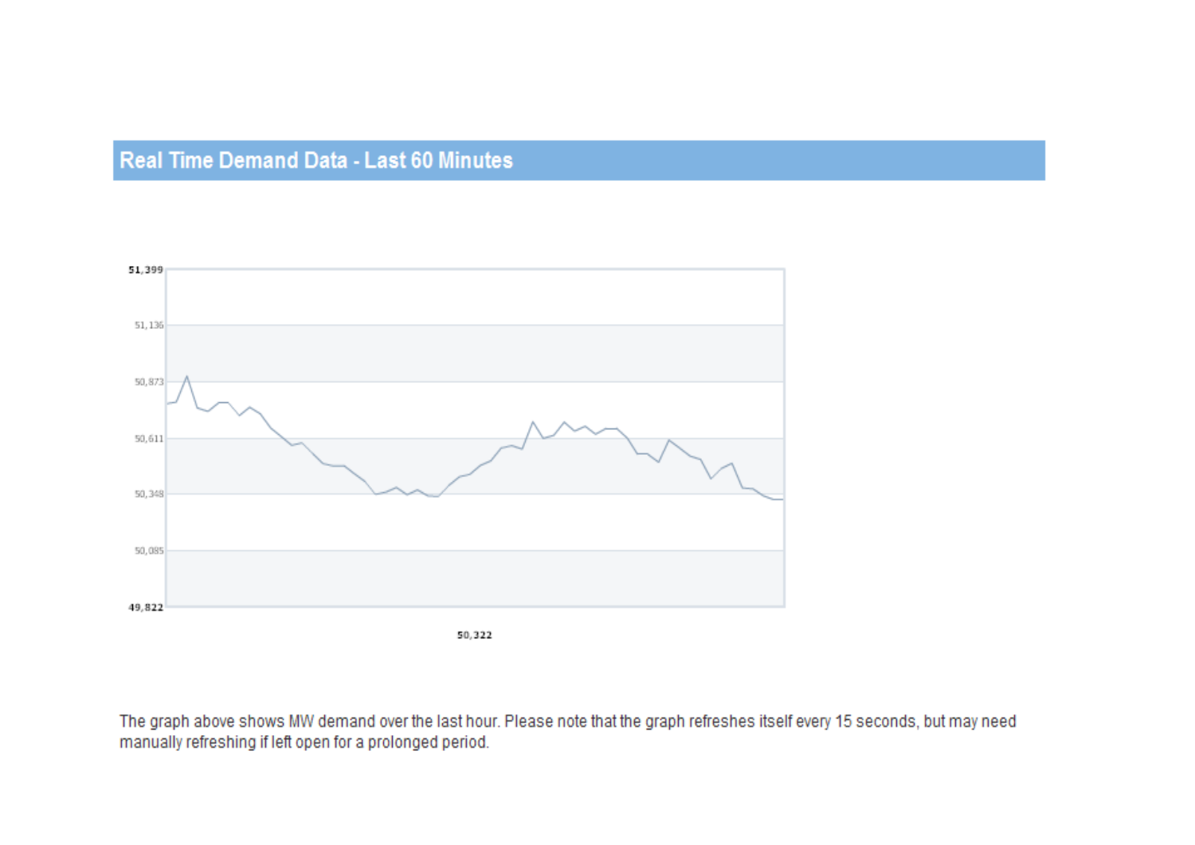## Real Time Demand Data - Last 60 Minutes

51,399

51,136

50,873

50,611

50,348

50,085

49,822

50,322

The graph above shows MW demand over the last hour. Please note that the graph refreshes itself every 15 seconds, but may need manually refreshing if left open for a prolonged period.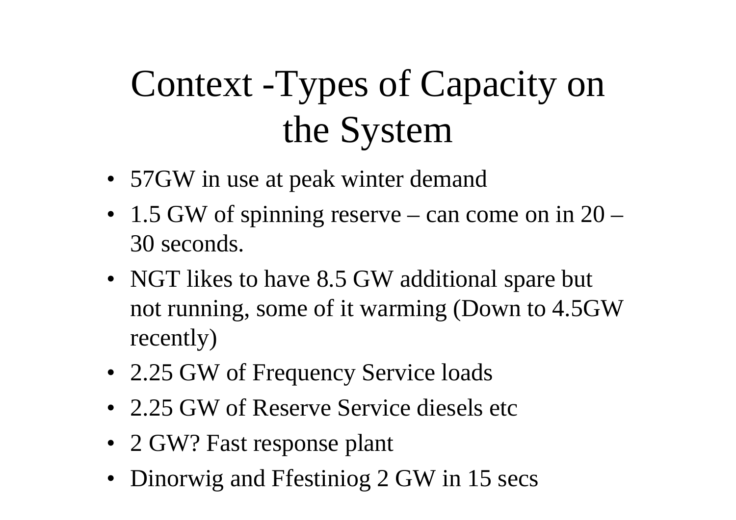# Context -Types of Capacity on the System

- 57GW in use at peak winter demand
- 1.5 GW of spinning reserve – can come on in 20 – 30 seconds.
- NGT likes to have 8.5 GW additional spare but not running, some of it warming (Down to 4.5GW recently)
- 2.25 GW of Frequency Service loads
- 2.25 GW of Reserve Service diesels etc
- 2 GW? Fast response plant
- Dinorwig and Ffestiniog 2 GW in 15 secs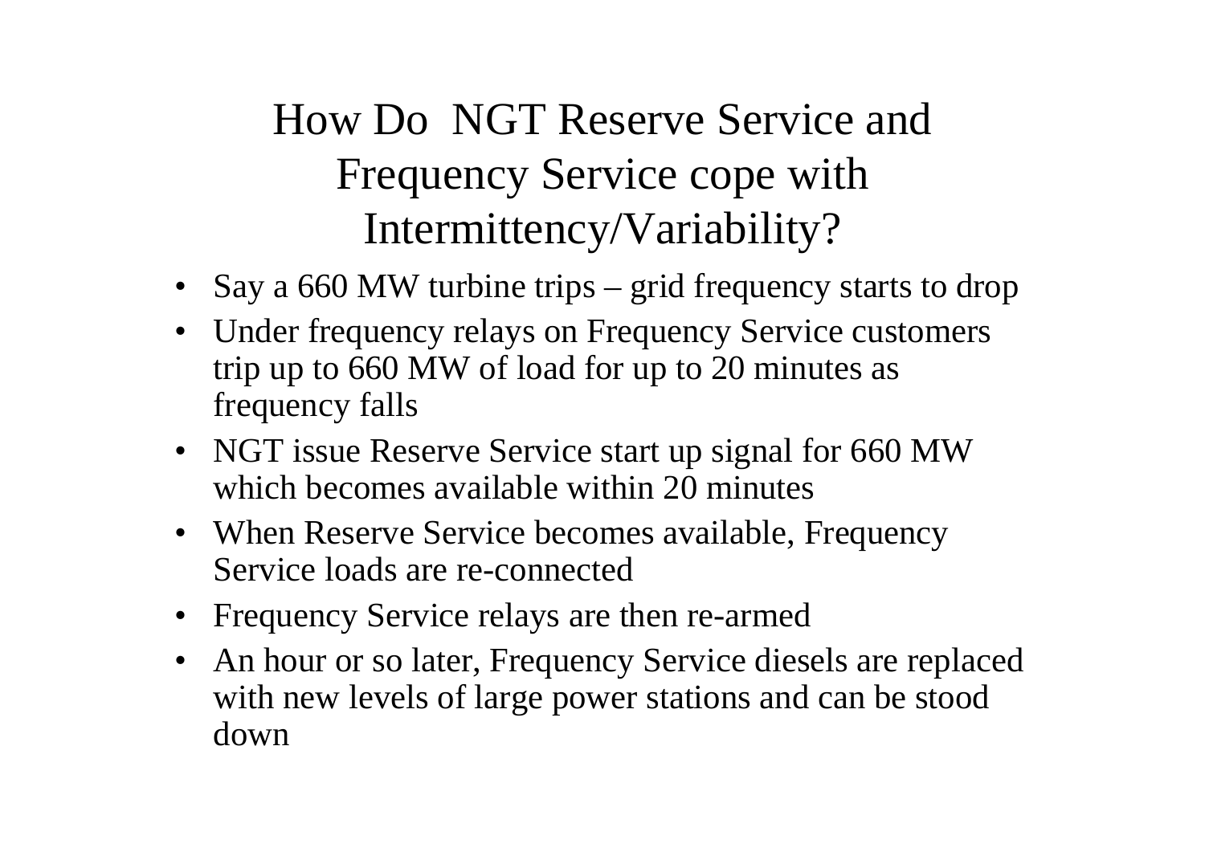# How Do NGT Reserve Service and Frequency Service cope with Intermittency/Variability?

- Say a 660 MW turbine trips – grid frequency starts to drop
- Under frequency relays on Frequency Service customers trip up to 660 MW of load for up to 20 minutes as frequency falls
- NGT issue Reserve Service start up signal for 660 MW which becomes available within 20 minutes
- When Reserve Service becomes available, Frequency Service loads are re-connected
- Frequency Service relays are then re-armed
- An hour or so later, Frequency Service diesels are replaced with new levels of large power stations and can be stood down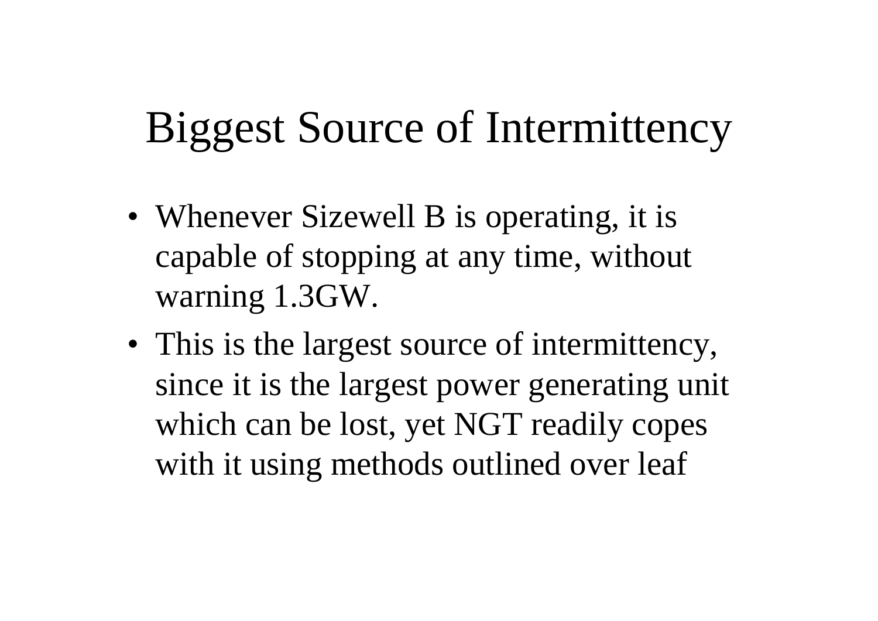# Biggest Source of Intermittency

- Whenever Sizewell B is operating, it is capable of stopping at any time, without warning 1.3GW.
- This is the largest source of intermittency, since it is the largest power generating unit which can be lost, yet NGT readily copes with it using methods outlined over leaf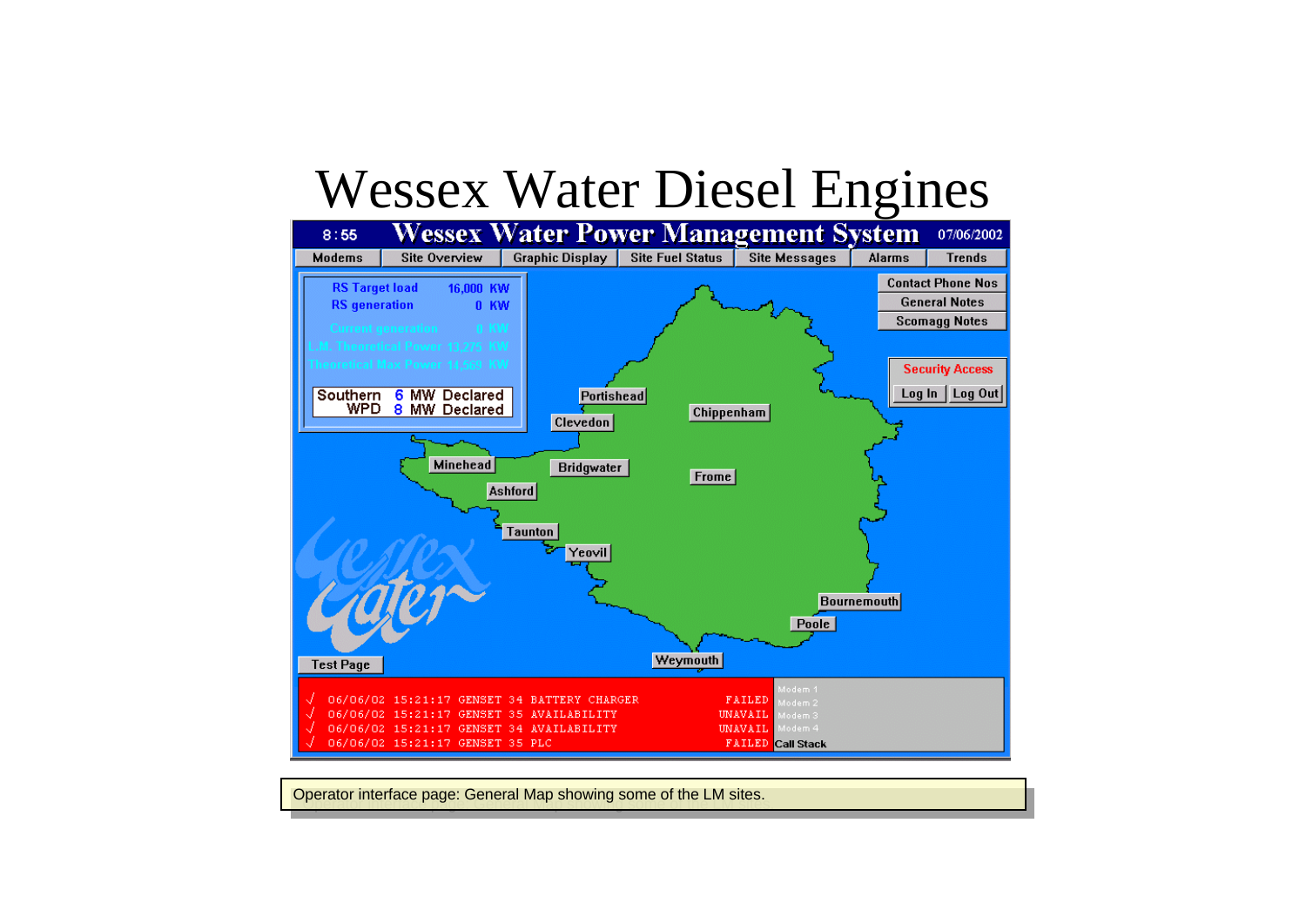# Wessex Water Diesel Engines

8:55 **Wessex Water Power Management System** 07/06/2002

Modems | Site Overview | Graphic Display | Site Fuel Status | Site Messages | Alarms | Trends

RS Target load 16,000 KW
RS generation 0 KW
Current generation 0 KW
L.M. Theoretical Power 13,275 KW
Theoretical Max Power 14,569 KW

Southern 6 MW Declared
WPD 8 MW Declared

Contact Phone Nos
General Notes
Scomagg Notes

Security Access
Log In | Log Out

Portishead, Clevedon, Chippenham, Minehead, Bridgwater, Frome, Ashford, Taunton, Yeovil, Bournemouth, Poole, Weymouth

Test Page

```
√ 06/06/02 15:21:17 GENSET 34 BATTERY CHARGER   FAILED
√ 06/06/02 15:21:17 GENSET 35 AVAILABILITY      UNAVAIL
√ 06/06/02 15:21:17 GENSET 34 AVAILABILITY      UNAVAIL
√ 06/06/02 15:21:17 GENSET 35 PLC               FAILED
```

Modem 1
Modem 2
Modem 3
Modem 4
Call Stack

Operator interface page: General Map showing some of the LM sites.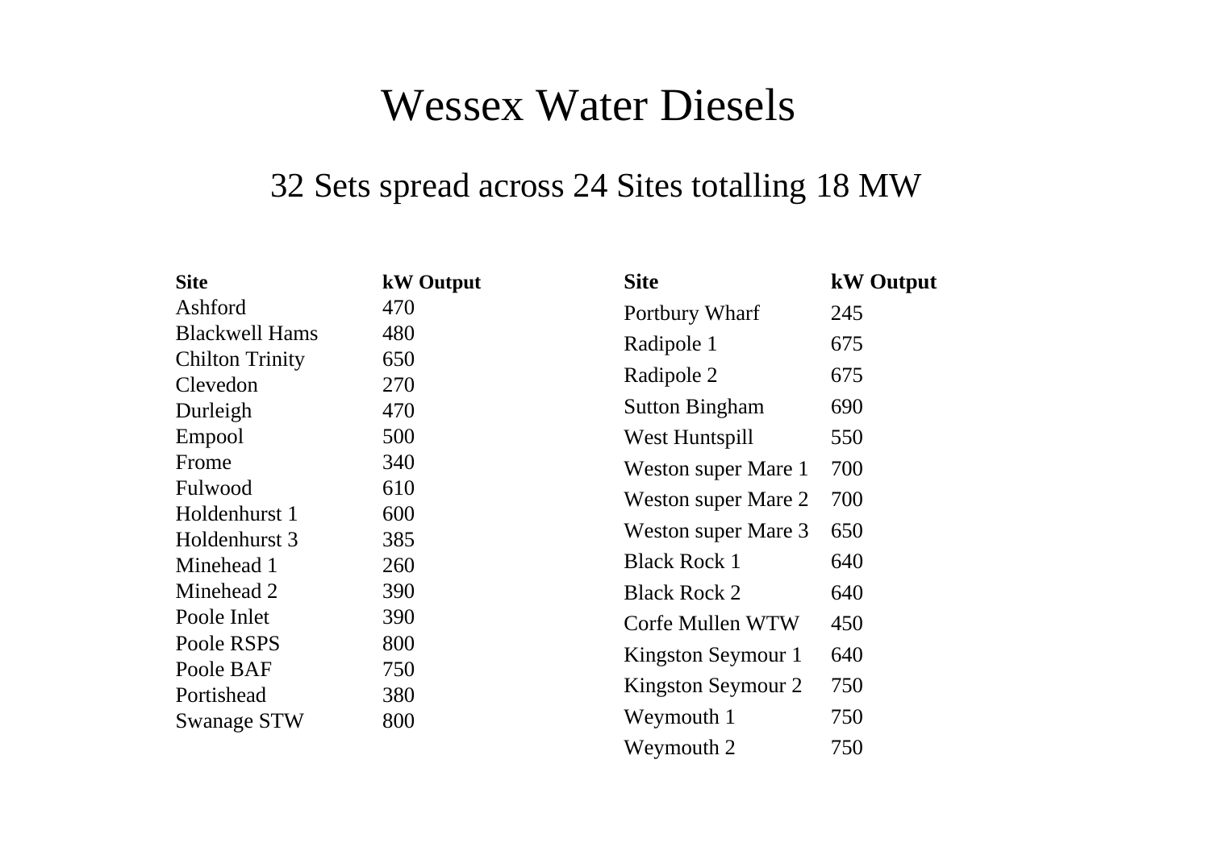# Wessex Water Diesels

## 32 Sets spread across 24 Sites totalling 18 MW

| Site | kW Output |
|---|---|
| Ashford | 470 |
| Blackwell Hams | 480 |
| Chilton Trinity | 650 |
| Clevedon | 270 |
| Durleigh | 470 |
| Empool | 500 |
| Frome | 340 |
| Fulwood | 610 |
| Holdenhurst 1 | 600 |
| Holdenhurst 3 | 385 |
| Minehead 1 | 260 |
| Minehead 2 | 390 |
| Poole Inlet | 390 |
| Poole RSPS | 800 |
| Poole BAF | 750 |
| Portishead | 380 |
| Swanage STW | 800 |

| Site | kW Output |
|---|---|
| Portbury Wharf | 245 |
| Radipole 1 | 675 |
| Radipole 2 | 675 |
| Sutton Bingham | 690 |
| West Huntspill | 550 |
| Weston super Mare 1 | 700 |
| Weston super Mare 2 | 700 |
| Weston super Mare 3 | 650 |
| Black Rock 1 | 640 |
| Black Rock 2 | 640 |
| Corfe Mullen WTW | 450 |
| Kingston Seymour 1 | 640 |
| Kingston Seymour 2 | 750 |
| Weymouth 1 | 750 |
| Weymouth 2 | 750 |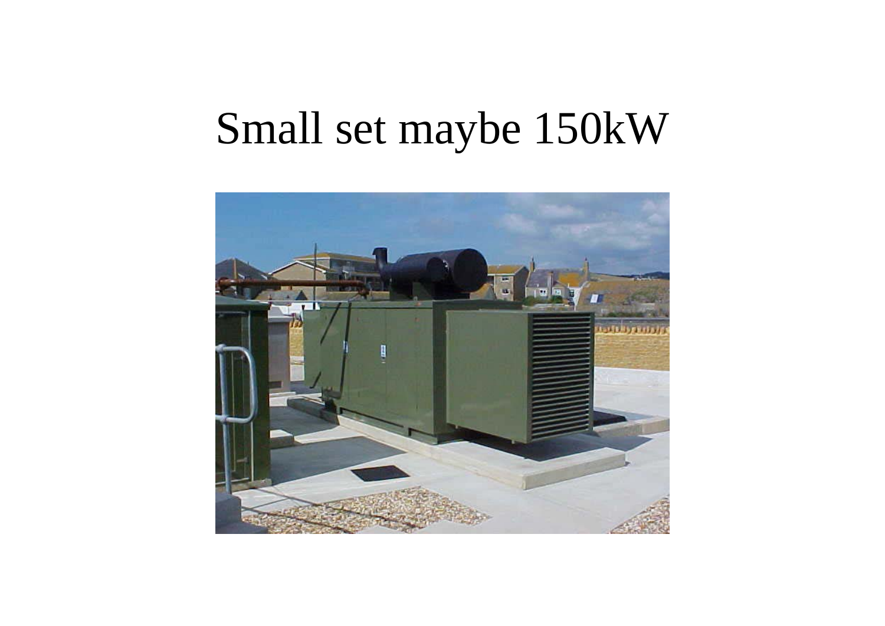# Small set maybe 150kW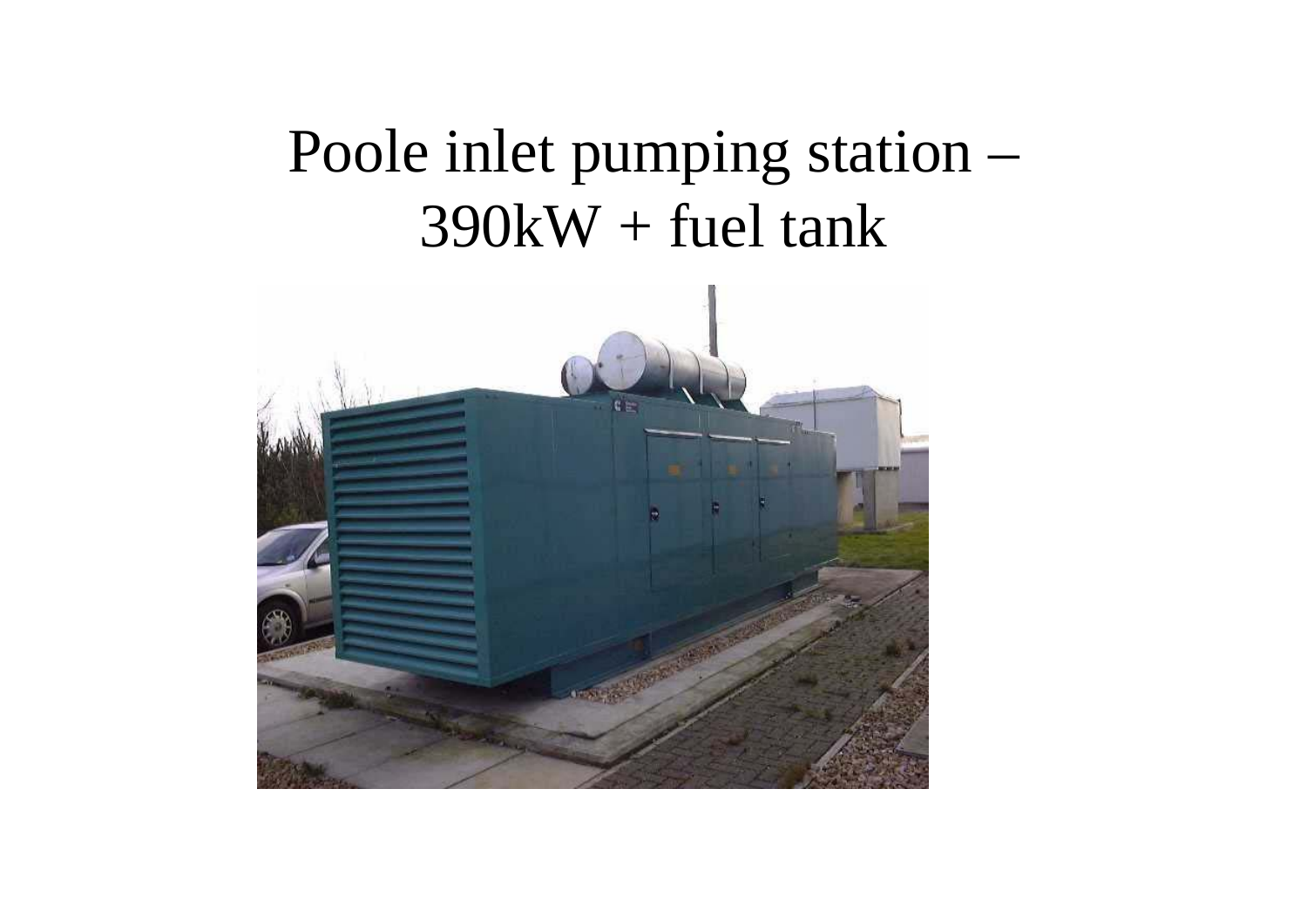# Poole inlet pumping station – 390kW + fuel tank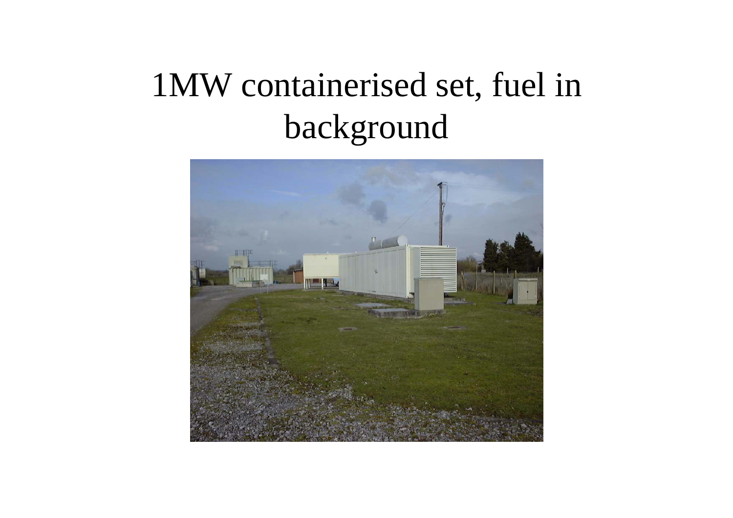# 1MW containerised set, fuel in background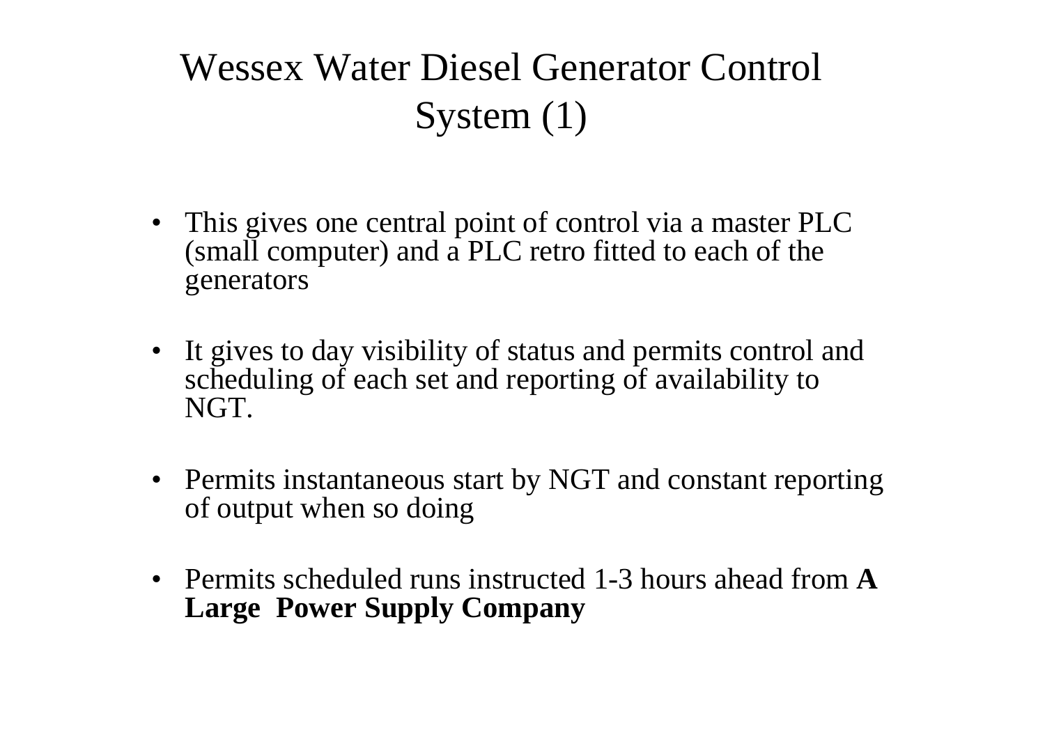# Wessex Water Diesel Generator Control System (1)

- This gives one central point of control via a master PLC (small computer) and a PLC retro fitted to each of the generators
- It gives to day visibility of status and permits control and scheduling of each set and reporting of availability to NGT.
- Permits instantaneous start by NGT and constant reporting of output when so doing
- Permits scheduled runs instructed 1-3 hours ahead from **A Large Power Supply Company**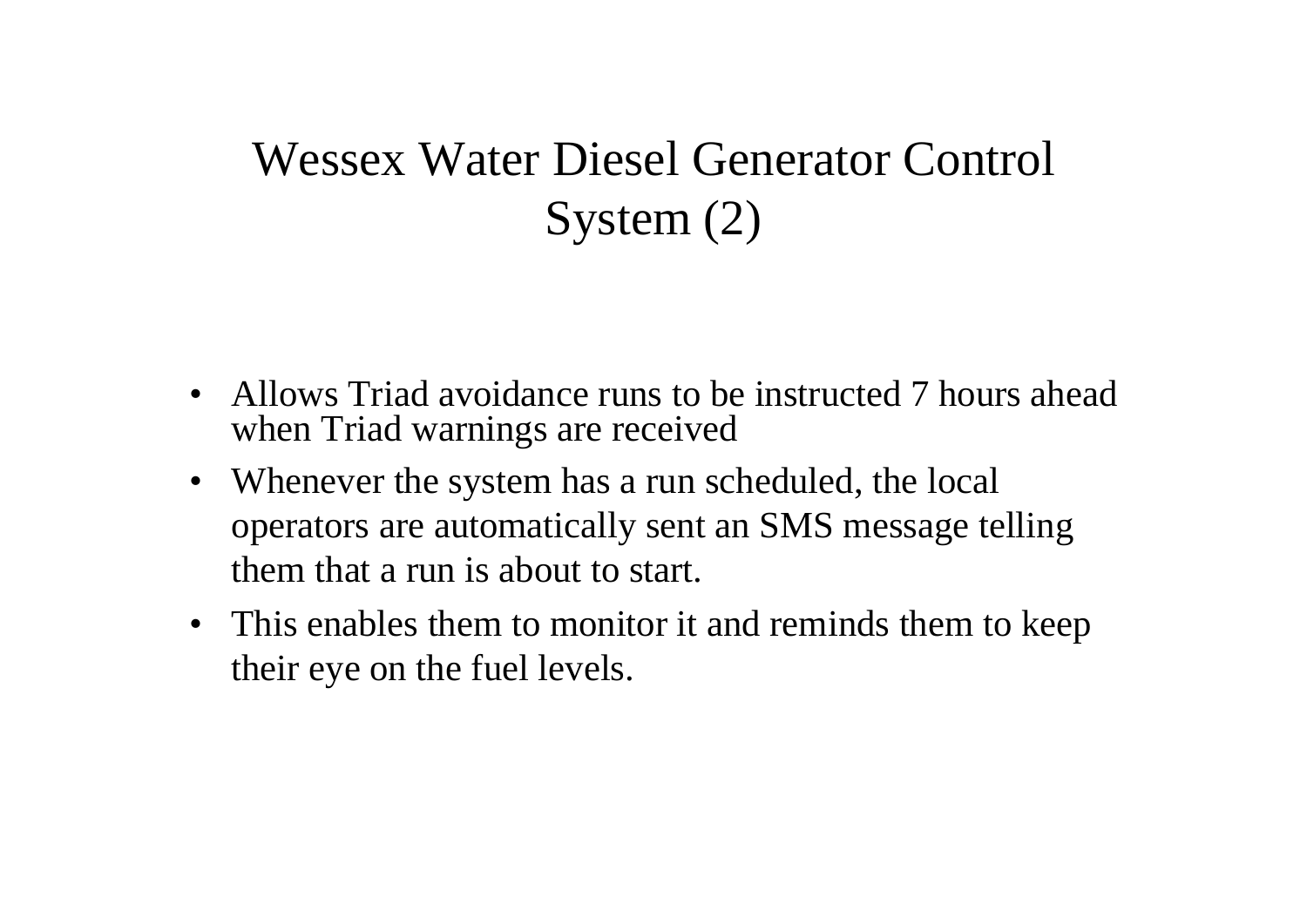# Wessex Water Diesel Generator Control System (2)

- Allows Triad avoidance runs to be instructed 7 hours ahead when Triad warnings are received
- Whenever the system has a run scheduled, the local operators are automatically sent an SMS message telling them that a run is about to start.
- This enables them to monitor it and reminds them to keep their eye on the fuel levels.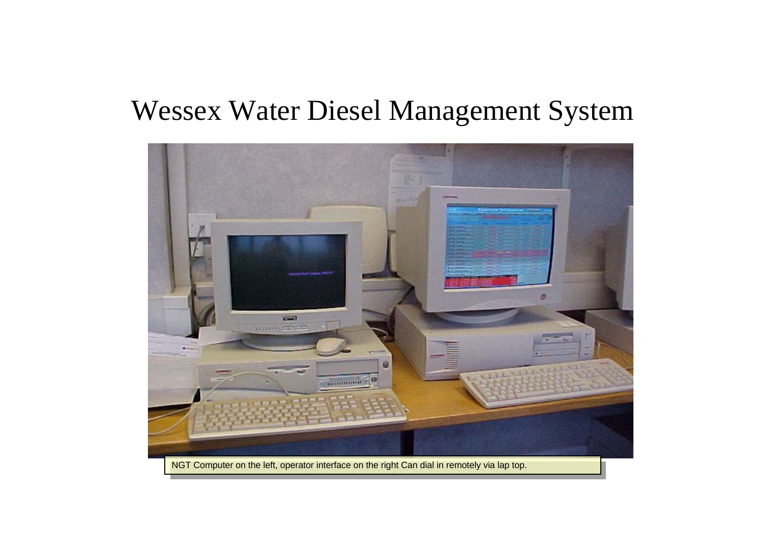# Wessex Water Diesel Management System

NGT Computer on the left, operator interface on the right Can dial in remotely via lap top.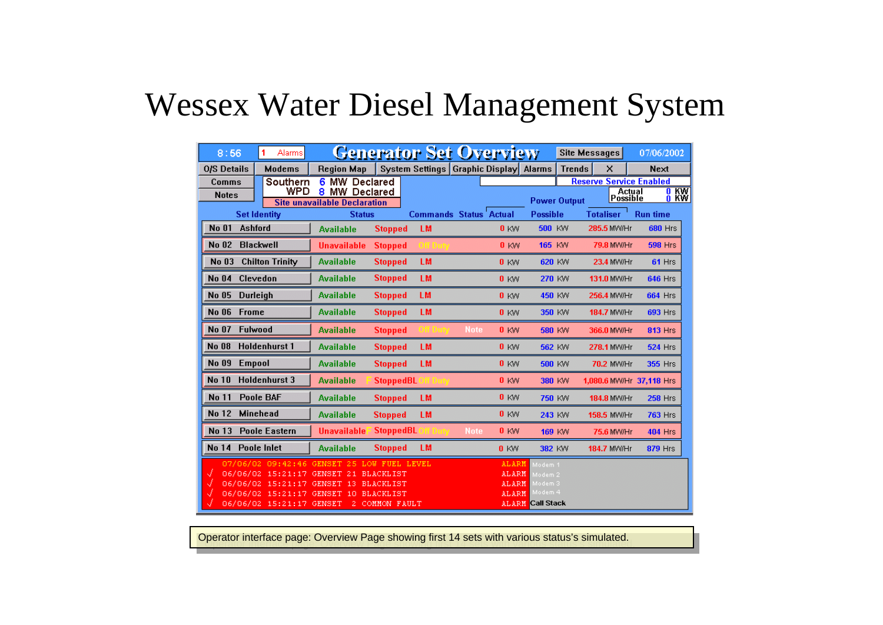# Wessex Water Diesel Management System

8:56 | 1 Alarms | **Generator Set Overview** | Site Messages | 07/06/2002

O/S Details | Modems | Region Map | System Settings | Graphic Display | Alarms | Trends | X | Next

Comms | Notes

Southern 6 MW Declared
WPD 8 MW Declared
Site unavailable Declaration

Reserve Service Enabled

Power Output: Actual 0 KW, Possible 0 KW

| Set Identity | Status | | Commands | Status | Actual | Possible | Totaliser | Run time |
|---|---|---|---|---|---|---|---|---|
| No 01 Ashford | Available | Stopped | LM | | 0 KW | 500 KW | 285.5 MW/Hr | 680 Hrs |
| No 02 Blackwell | Unavailable | Stopped | Off Duty | | 0 KW | 165 KW | 79.8 MW/Hr | 598 Hrs |
| No 03 Chilton Trinity | Available | Stopped | LM | | 0 KW | 620 KW | 23.4 MW/Hr | 61 Hrs |
| No 04 Clevedon | Available | Stopped | LM | | 0 KW | 270 KW | 131.0 MW/Hr | 646 Hrs |
| No 05 Durleigh | Available | Stopped | LM | | 0 KW | 450 KW | 256.4 MW/Hr | 664 Hrs |
| No 06 Frome | Available | Stopped | LM | | 0 KW | 350 KW | 184.7 MW/Hr | 693 Hrs |
| No 07 Fulwood | Available | Stopped | Off Duty | Note | 0 KW | 580 KW | 366.0 MW/Hr | 813 Hrs |
| No 08 Holdenhurst 1 | Available | Stopped | LM | | 0 KW | 562 KW | 278.1 MW/Hr | 524 Hrs |
| No 09 Empool | Available | Stopped | LM | | 0 KW | 500 KW | 70.2 MW/Hr | 355 Hrs |
| No 10 Holdenhurst 3 | Available | F StoppedBL | Off Duty | | 0 KW | 380 KW | 1,080.6 MW/Hr | 37,118 Hrs |
| No 11 Poole BAF | Available | Stopped | LM | | 0 KW | 750 KW | 184.8 MW/Hr | 258 Hrs |
| No 12 Minehead | Available | Stopped | LM | | 0 KW | 243 KW | 158.5 MW/Hr | 763 Hrs |
| No 13 Poole Eastern | Unavailable | F StoppedBL | Off Duty | Note | 0 KW | 169 KW | 75.6 MW/Hr | 404 Hrs |
| No 14 Poole Inlet | Available | Stopped | LM | | 0 KW | 382 KW | 184.7 MW/Hr | 879 Hrs |

```
  07/06/02 09:42:46 GENSET 25 LOW FUEL LEVEL   ALARM  Modem 1
√ 06/06/02 15:21:17 GENSET 21 BLACKLIST        ALARM  Modem 2
√ 06/06/02 15:21:17 GENSET 13 BLACKLIST        ALARM  Modem 3
√ 06/06/02 15:21:17 GENSET 10 BLACKLIST        ALARM  Modem 4
√ 06/06/02 15:21:17 GENSET  2 COMMON FAULT     ALARM  Call Stack
```

Operator interface page: Overview Page showing first 14 sets with various status's simulated.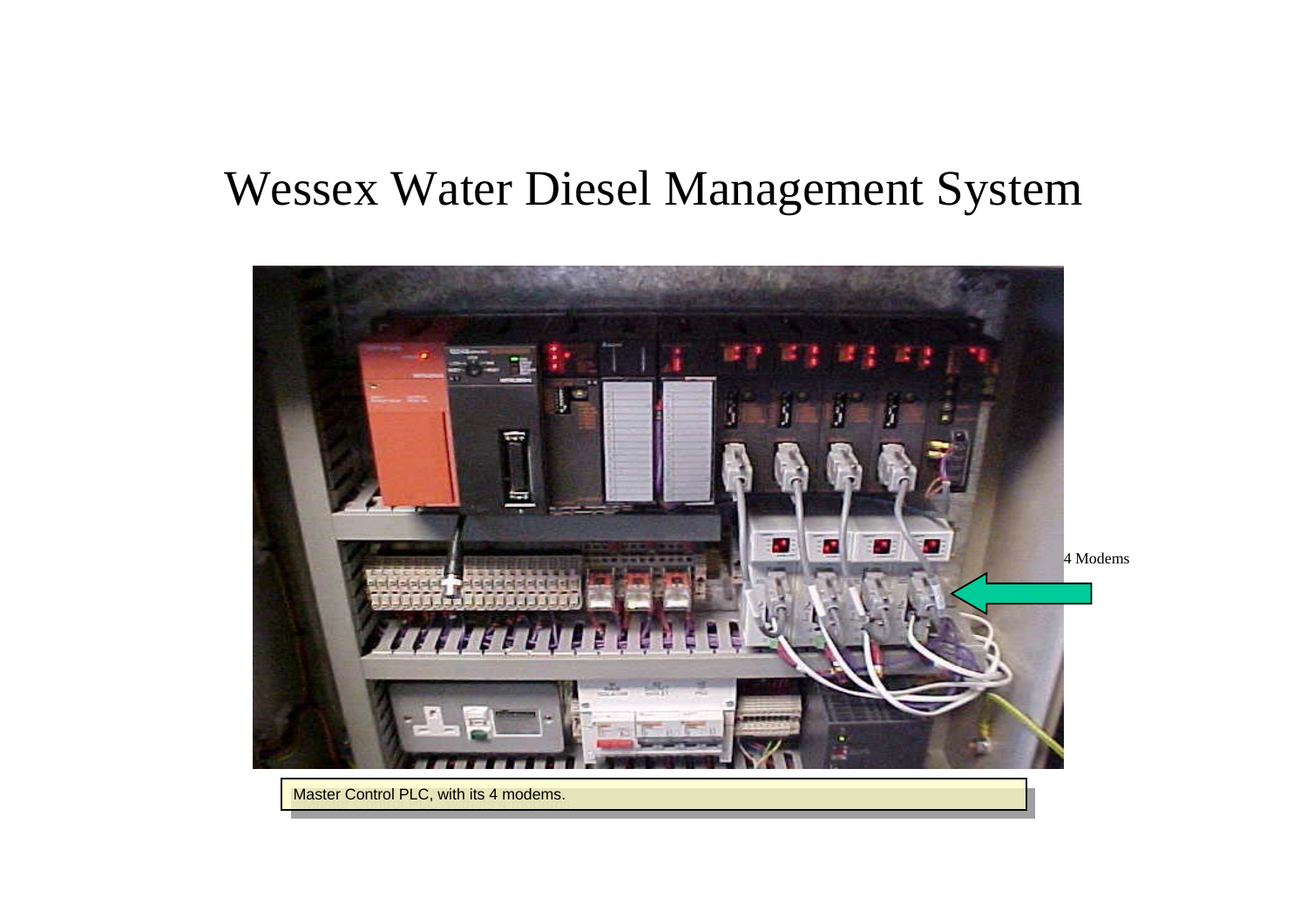# Wessex Water Diesel Management System

4 Modems

Master Control PLC, with its 4 modems.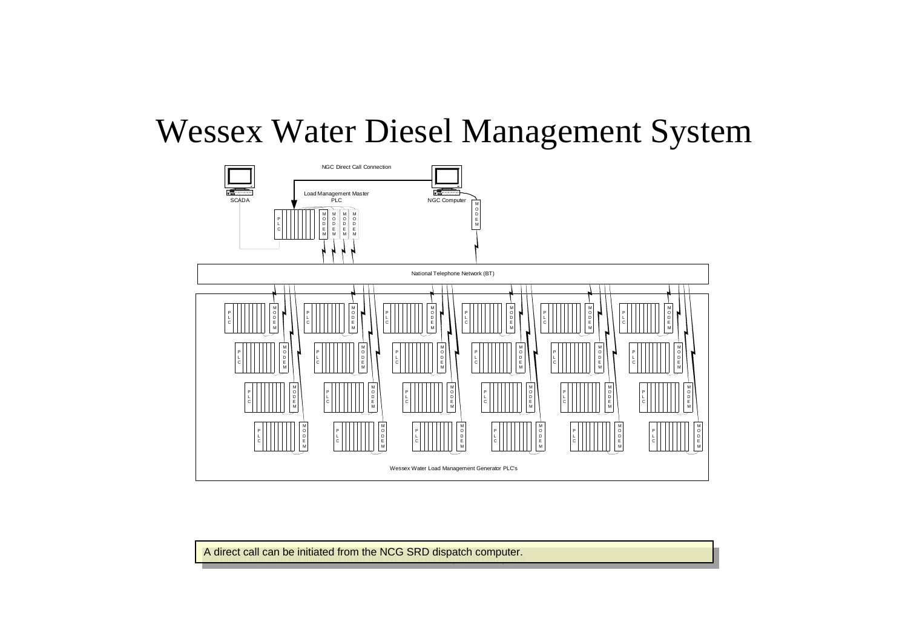# Wessex Water Diesel Management System

NGC Direct Call Connection

SCADA

Load Management Master PLC

NGC Computer

National Telephone Network (BT)

Wessex Water Load Management Generator PLC's

A direct call can be initiated from the NCG SRD dispatch computer.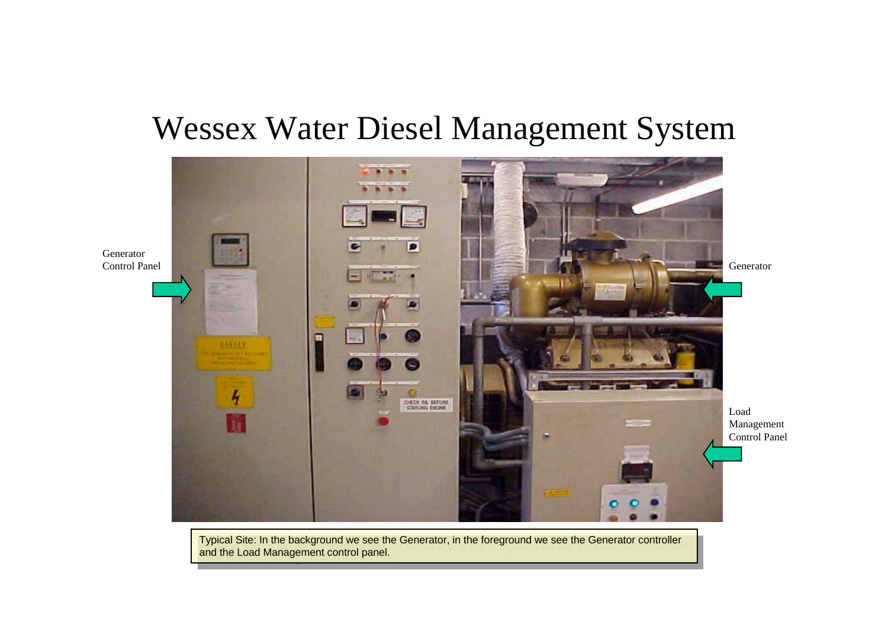# Wessex Water Diesel Management System

Generator Control Panel

Generator

Load Management Control Panel

Typical Site: In the background we see the Generator, in the foreground we see the Generator controller and the Load Management control panel.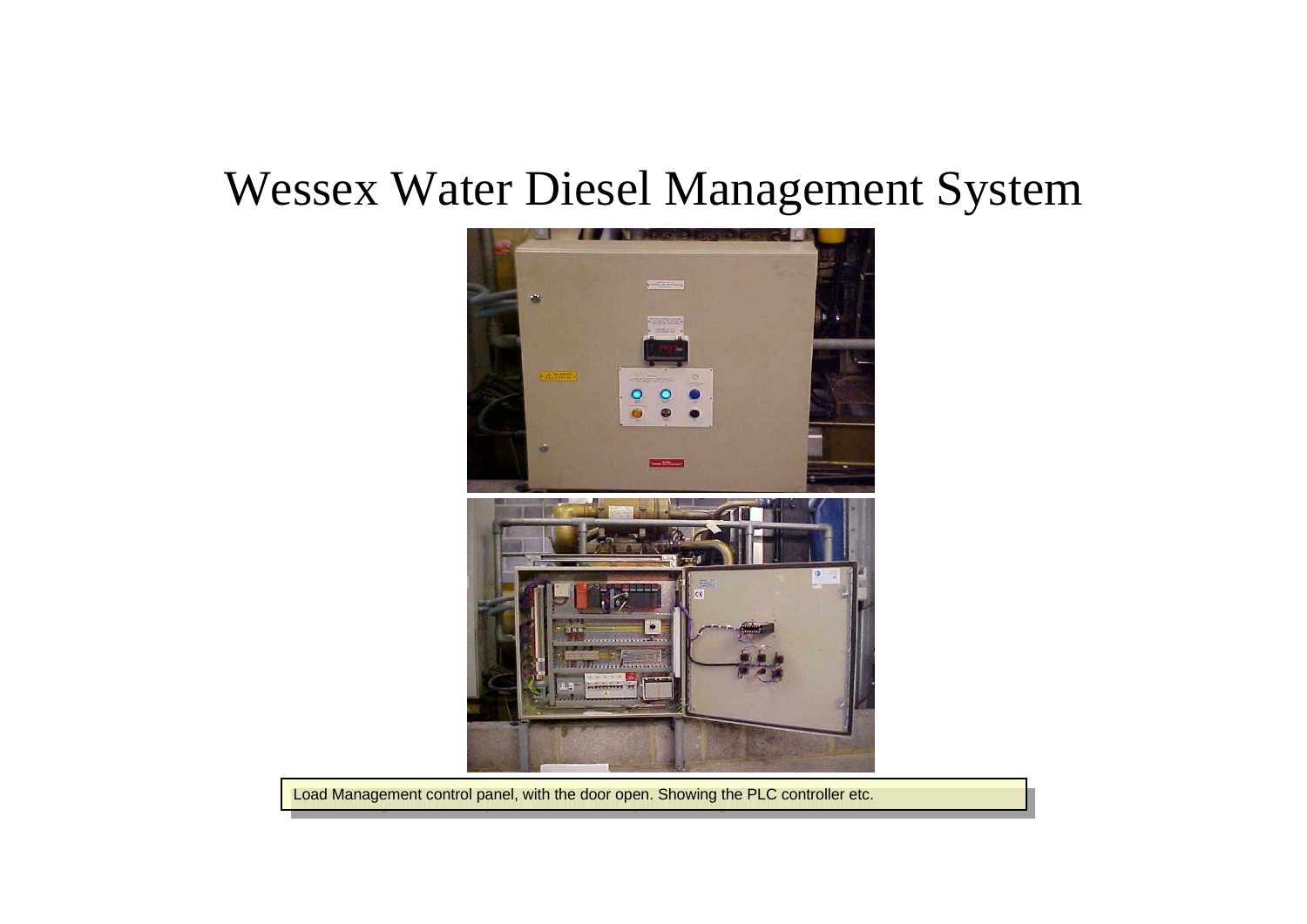# Wessex Water Diesel Management System

Load Management control panel, with the door open. Showing the PLC controller etc.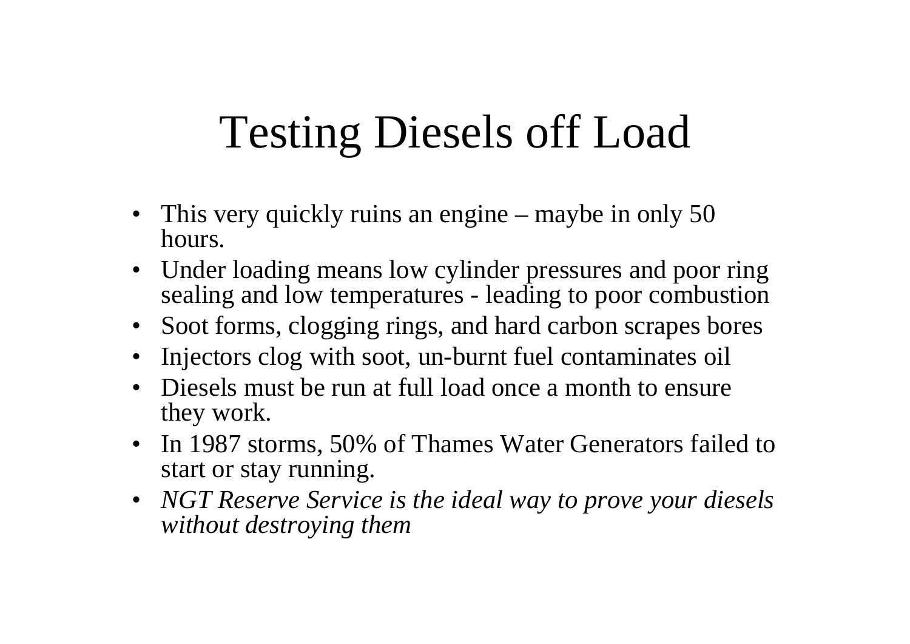# Testing Diesels off Load

- This very quickly ruins an engine – maybe in only 50 hours.
- Under loading means low cylinder pressures and poor ring sealing and low temperatures - leading to poor combustion
- Soot forms, clogging rings, and hard carbon scrapes bores
- Injectors clog with soot, un-burnt fuel contaminates oil
- Diesels must be run at full load once a month to ensure they work.
- In 1987 storms, 50% of Thames Water Generators failed to start or stay running.
- *NGT Reserve Service is the ideal way to prove your diesels without destroying them*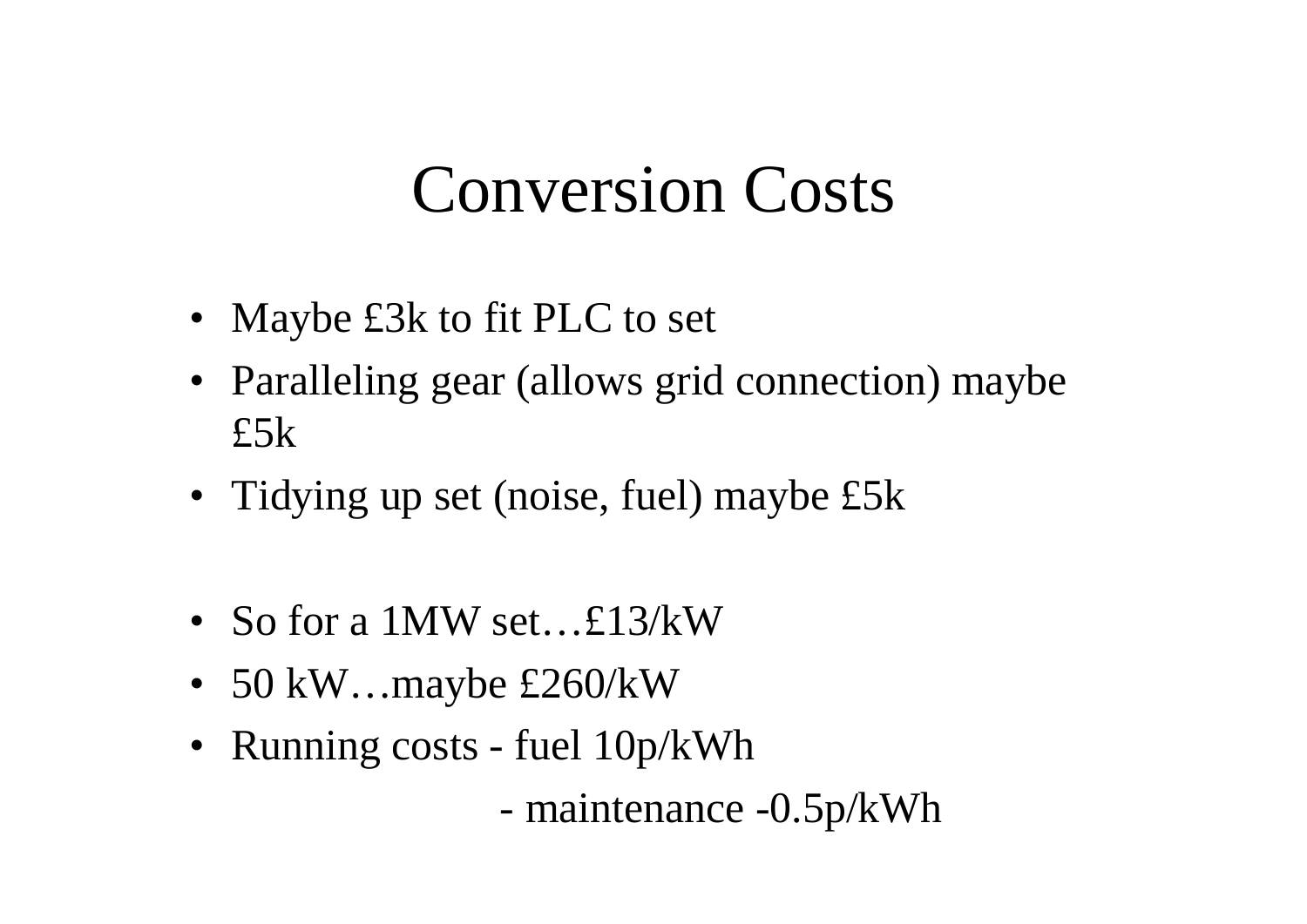# Conversion Costs

- Maybe £3k to fit PLC to set
- Paralleling gear (allows grid connection) maybe £5k
- Tidying up set (noise, fuel) maybe £5k

- So for a 1MW set…£13/kW
- 50 kW…maybe £260/kW
- Running costs - fuel 10p/kWh

  - maintenance -0.5p/kWh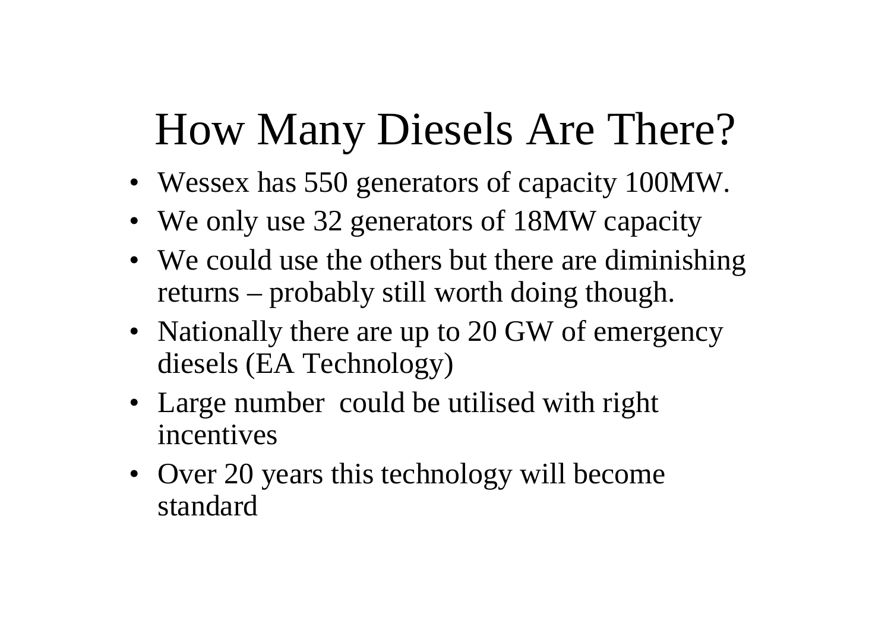# How Many Diesels Are There?

- Wessex has 550 generators of capacity 100MW.
- We only use 32 generators of 18MW capacity
- We could use the others but there are diminishing returns – probably still worth doing though.
- Nationally there are up to 20 GW of emergency diesels (EA Technology)
- Large number could be utilised with right incentives
- Over 20 years this technology will become standard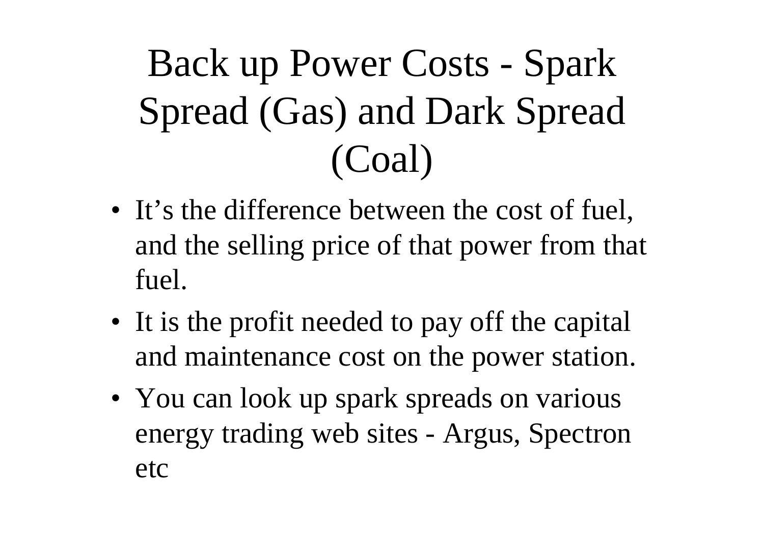# Back up Power Costs - Spark Spread (Gas) and Dark Spread (Coal)

- It's the difference between the cost of fuel, and the selling price of that power from that fuel.
- It is the profit needed to pay off the capital and maintenance cost on the power station.
- You can look up spark spreads on various energy trading web sites - Argus, Spectron etc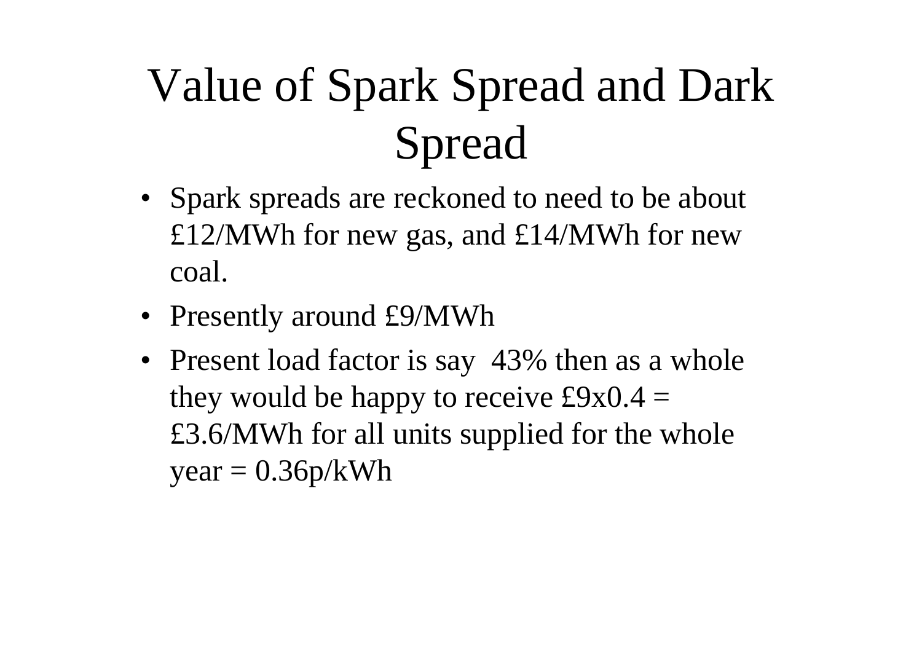# Value of Spark Spread and Dark Spread

- Spark spreads are reckoned to need to be about £12/MWh for new gas, and £14/MWh for new coal.
- Presently around £9/MWh
- Present load factor is say 43% then as a whole they would be happy to receive £9x0.4 = £3.6/MWh for all units supplied for the whole year = 0.36p/kWh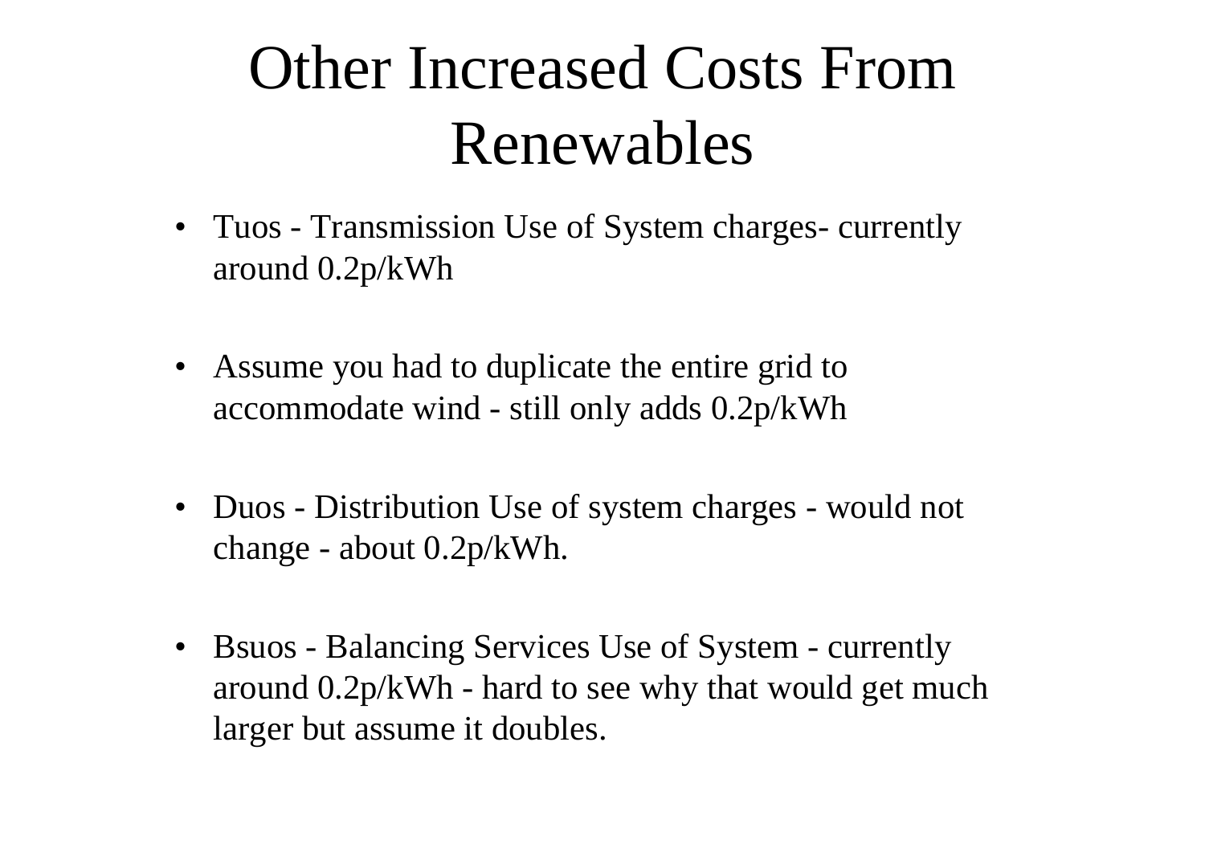# Other Increased Costs From Renewables

- Tuos - Transmission Use of System charges- currently around 0.2p/kWh

- Assume you had to duplicate the entire grid to accommodate wind - still only adds 0.2p/kWh

- Duos - Distribution Use of system charges - would not change - about 0.2p/kWh.

- Bsuos - Balancing Services Use of System - currently around 0.2p/kWh - hard to see why that would get much larger but assume it doubles.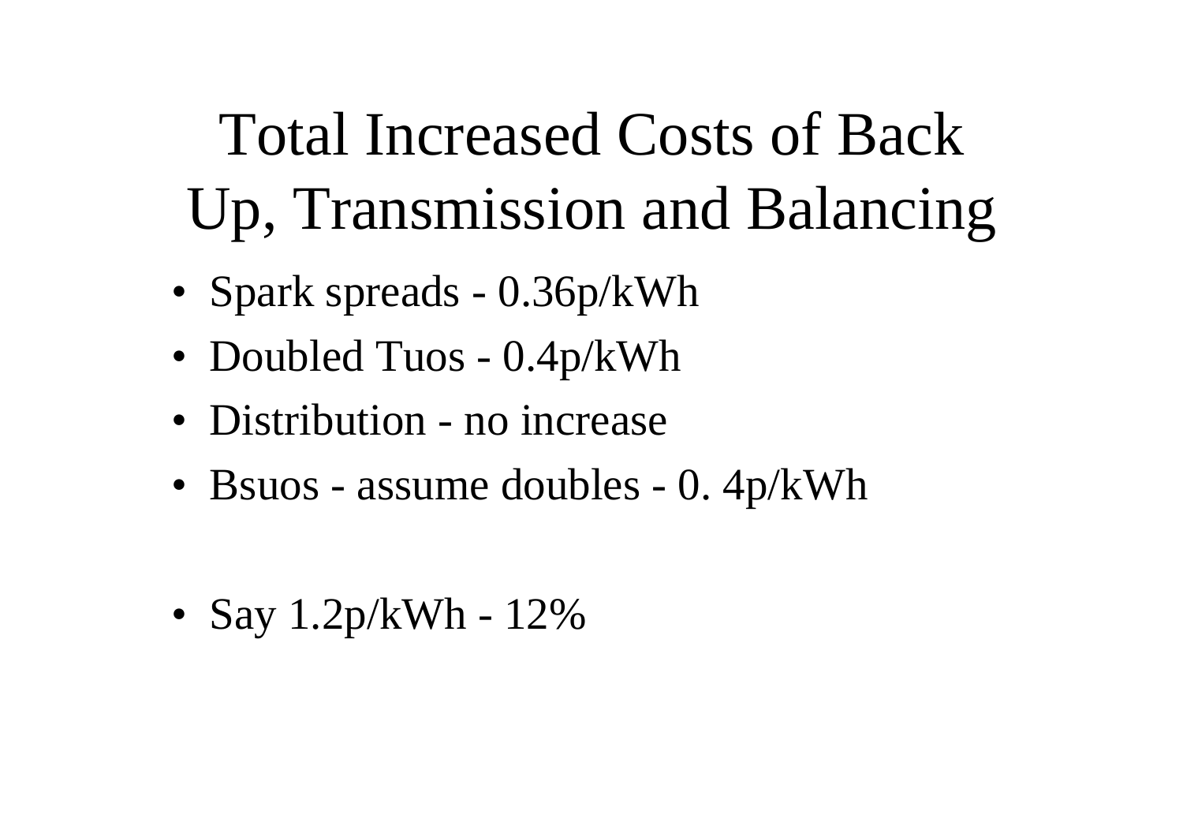# Total Increased Costs of Back Up, Transmission and Balancing

- Spark spreads - 0.36p/kWh
- Doubled Tuos - 0.4p/kWh
- Distribution - no increase
- Bsuos - assume doubles - 0. 4p/kWh

- Say 1.2p/kWh - 12%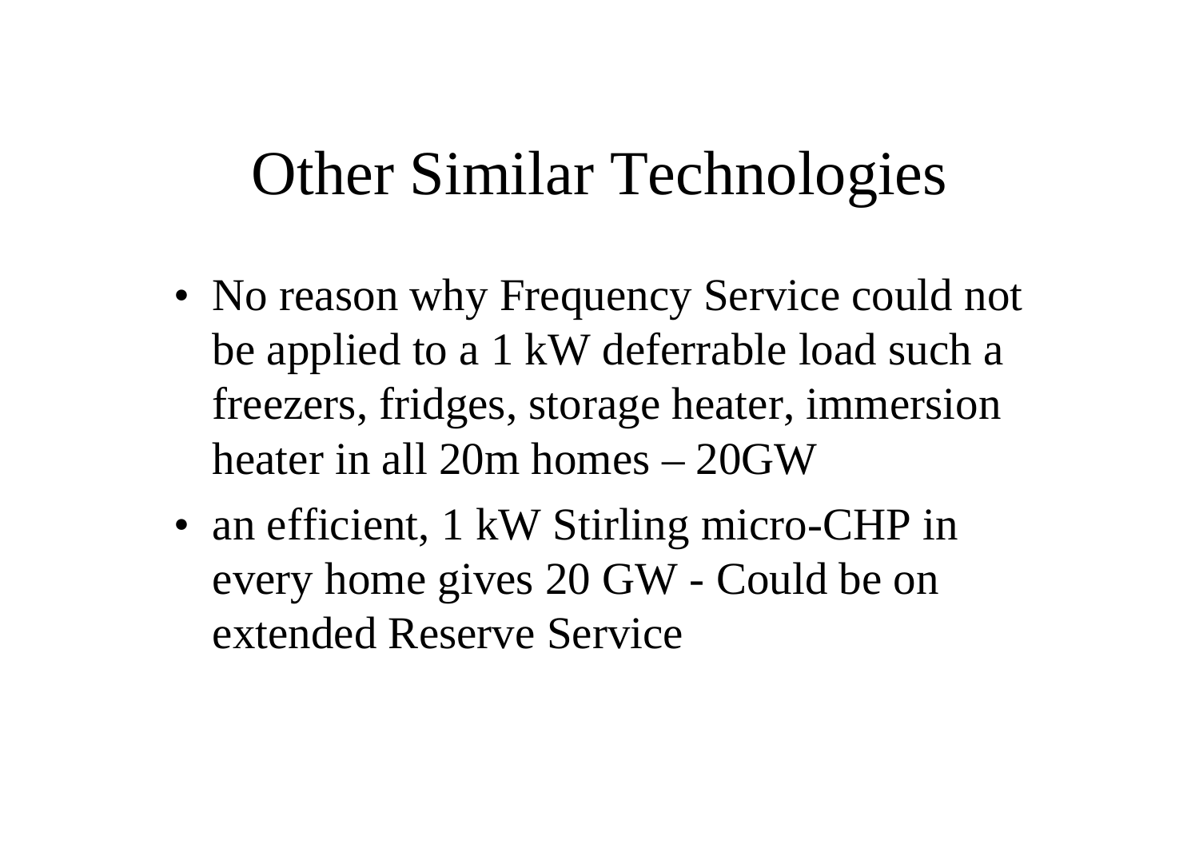# Other Similar Technologies

- No reason why Frequency Service could not be applied to a 1 kW deferrable load such a freezers, fridges, storage heater, immersion heater in all 20m homes – 20GW
- an efficient, 1 kW Stirling micro-CHP in every home gives 20 GW - Could be on extended Reserve Service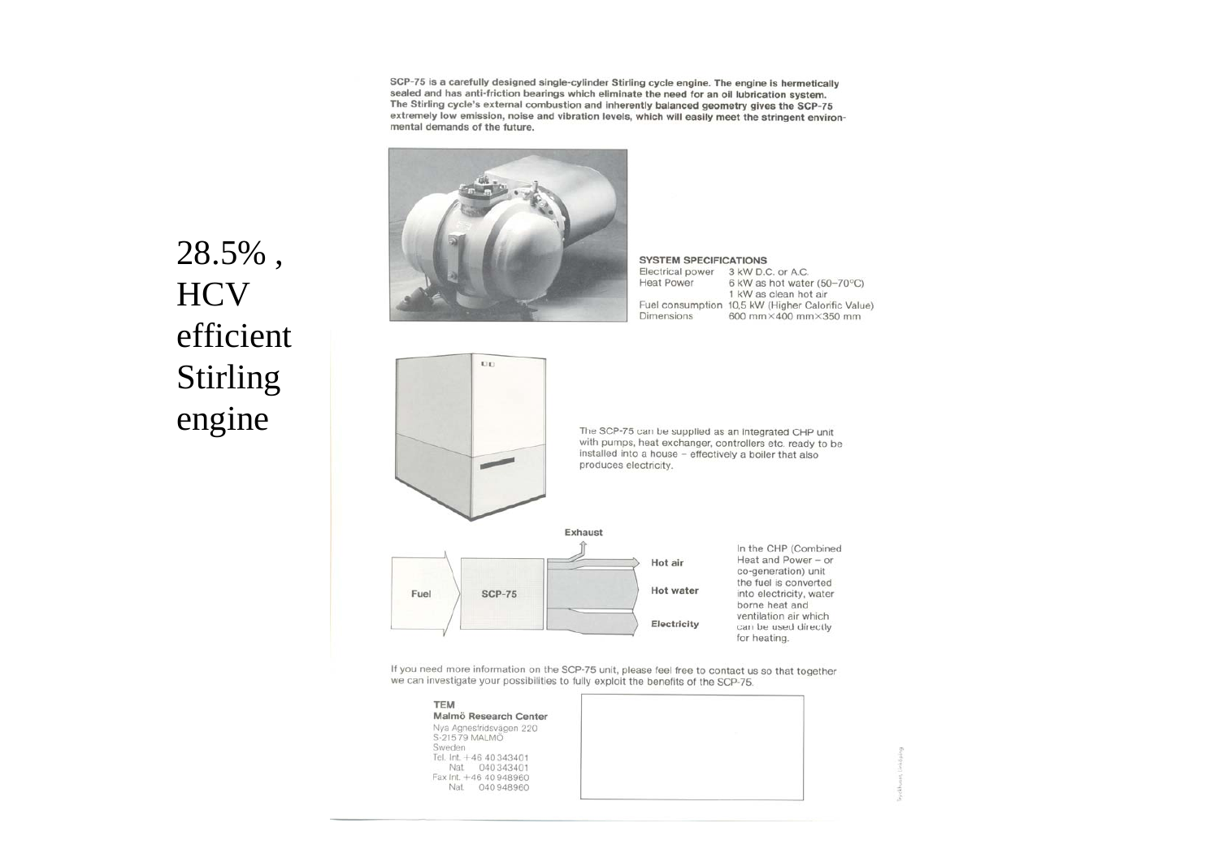28.5% , HCV efficient Stirling engine

SCP-75 is a carefully designed single-cylinder Stirling cycle engine. The engine is hermetically sealed and has anti-friction bearings which eliminate the need for an oil lubrication system. The Stirling cycle's external combustion and inherently balanced geometry gives the SCP-75 extremely low emission, noise and vibration levels, which will easily meet the stringent environmental demands of the future.

**SYSTEM SPECIFICATIONS**

| | |
|---|---|
| Electrical power | 3 kW D.C. or A.C. |
| Heat Power | 6 kW as hot water (50–70°C) |
| | 1 kW as clean hot air |
| Fuel consumption | 10,5 kW (Higher Calorific Value) |
| Dimensions | 600 mm×400 mm×350 mm |

The SCP-75 can be supplied as an integrated CHP unit with pumps, heat exchanger, controllers etc. ready to be installed into a house – effectively a boiler that also produces electricity.

Exhaust

Fuel

SCP-75

Hot air

Hot water

Electricity

In the CHP (Combined Heat and Power – or co-generation) unit the fuel is converted into electricity, water borne heat and ventilation air which can be used directly for heating.

If you need more information on the SCP-75 unit, please feel free to contact us so that together we can investigate your possibilities to fully exploit the benefits of the SCP-75.

**TEM**
**Malmö Research Center**
Nya Agnesfridsvägen 220
S-215 79 MALMÖ
Sweden
Tel. Int. +46 40 343401
Nat. 040 343401
Fax Int. +46 40 948960
Nat. 040 948960